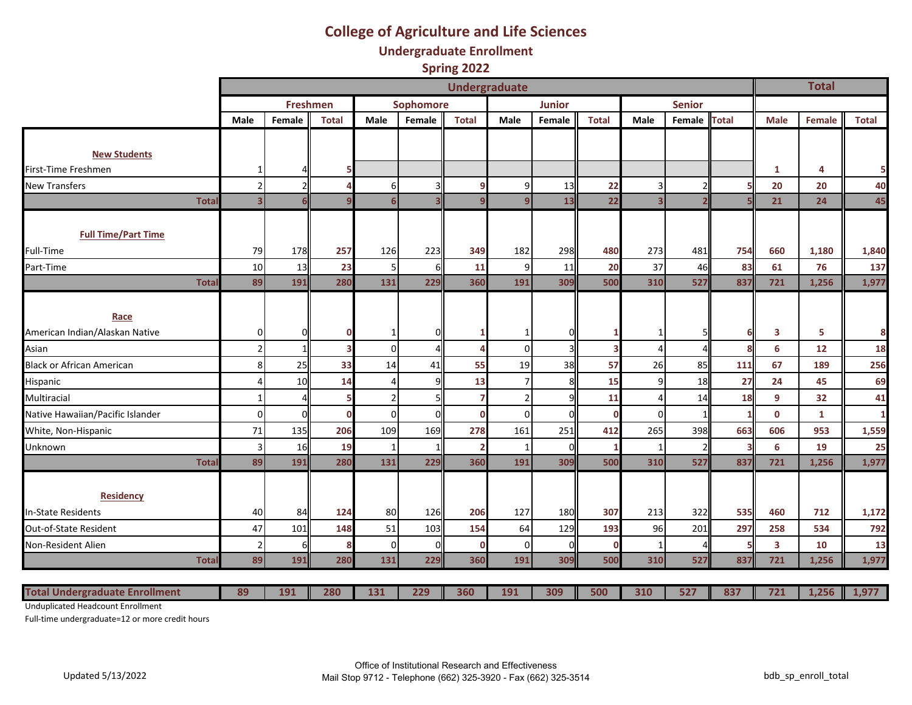# College of Agriculture and Life Sciences

## Undergraduate Enrollment

## Spring 2022

| | Undergraduate | | | | | | | | | | | | Total | | |
|---|---|---|---|---|---|---|---|---|---|---|---|---|---|---|---|
| | Freshmen | | | Sophomore | | | Junior | | | Senior | | | | | |
| | Male | Female | Total | Male | Female | Total | Male | Female | Total | Male | Female | Total | Male | Female | Total |
| **New Students** | | | | | | | | | | | | | | | |
| First-Time Freshmen | 1 | 4 | 5 | | | | | | | | | | 1 | 4 | 5 |
| New Transfers | 2 | 2 | 4 | 6 | 3 | 9 | 9 | 13 | 22 | 3 | 2 | 5 | 20 | 20 | 40 |
| **Total** | 3 | 6 | 9 | 6 | 3 | 9 | 9 | 13 | 22 | 3 | 2 | 5 | 21 | 24 | 45 |
| **Full Time/Part Time** | | | | | | | | | | | | | | | |
| Full-Time | 79 | 178 | 257 | 126 | 223 | 349 | 182 | 298 | 480 | 273 | 481 | 754 | 660 | 1,180 | 1,840 |
| Part-Time | 10 | 13 | 23 | 5 | 6 | 11 | 9 | 11 | 20 | 37 | 46 | 83 | 61 | 76 | 137 |
| **Total** | 89 | 191 | 280 | 131 | 229 | 360 | 191 | 309 | 500 | 310 | 527 | 837 | 721 | 1,256 | 1,977 |
| **Race** | | | | | | | | | | | | | | | |
| American Indian/Alaskan Native | 0 | 0 | 0 | 1 | 0 | 1 | 1 | 0 | 1 | 1 | 5 | 6 | 3 | 5 | 8 |
| Asian | 2 | 1 | 3 | 0 | 4 | 4 | 0 | 3 | 3 | 4 | 4 | 8 | 6 | 12 | 18 |
| Black or African American | 8 | 25 | 33 | 14 | 41 | 55 | 19 | 38 | 57 | 26 | 85 | 111 | 67 | 189 | 256 |
| Hispanic | 4 | 10 | 14 | 4 | 9 | 13 | 7 | 8 | 15 | 9 | 18 | 27 | 24 | 45 | 69 |
| Multiracial | 1 | 4 | 5 | 2 | 5 | 7 | 2 | 9 | 11 | 4 | 14 | 18 | 9 | 32 | 41 |
| Native Hawaiian/Pacific Islander | 0 | 0 | 0 | 0 | 0 | 0 | 0 | 0 | 0 | 0 | 1 | 1 | 0 | 1 | 1 |
| White, Non-Hispanic | 71 | 135 | 206 | 109 | 169 | 278 | 161 | 251 | 412 | 265 | 398 | 663 | 606 | 953 | 1,559 |
| Unknown | 3 | 16 | 19 | 1 | 1 | 2 | 1 | 0 | 1 | 1 | 2 | 3 | 6 | 19 | 25 |
| **Total** | 89 | 191 | 280 | 131 | 229 | 360 | 191 | 309 | 500 | 310 | 527 | 837 | 721 | 1,256 | 1,977 |
| **Residency** | | | | | | | | | | | | | | | |
| In-State Residents | 40 | 84 | 124 | 80 | 126 | 206 | 127 | 180 | 307 | 213 | 322 | 535 | 460 | 712 | 1,172 |
| Out-of-State Resident | 47 | 101 | 148 | 51 | 103 | 154 | 64 | 129 | 193 | 96 | 201 | 297 | 258 | 534 | 792 |
| Non-Resident Alien | 2 | 6 | 8 | 0 | 0 | 0 | 0 | 0 | 0 | 1 | 4 | 5 | 3 | 10 | 13 |
| **Total** | 89 | 191 | 280 | 131 | 229 | 360 | 191 | 309 | 500 | 310 | 527 | 837 | 721 | 1,256 | 1,977 |
| **Total Undergraduate Enrollment** | 89 | 191 | 280 | 131 | 229 | 360 | 191 | 309 | 500 | 310 | 527 | 837 | 721 | 1,256 | 1,977 |

Unduplicated Headcount Enrollment

Full-time undergraduate=12 or more credit hours

Updated 5/13/2022

Office of Institutional Research and Effectiveness
Mail Stop 9712 - Telephone (662) 325-3920 - Fax (662) 325-3514

bdb_sp_enroll_total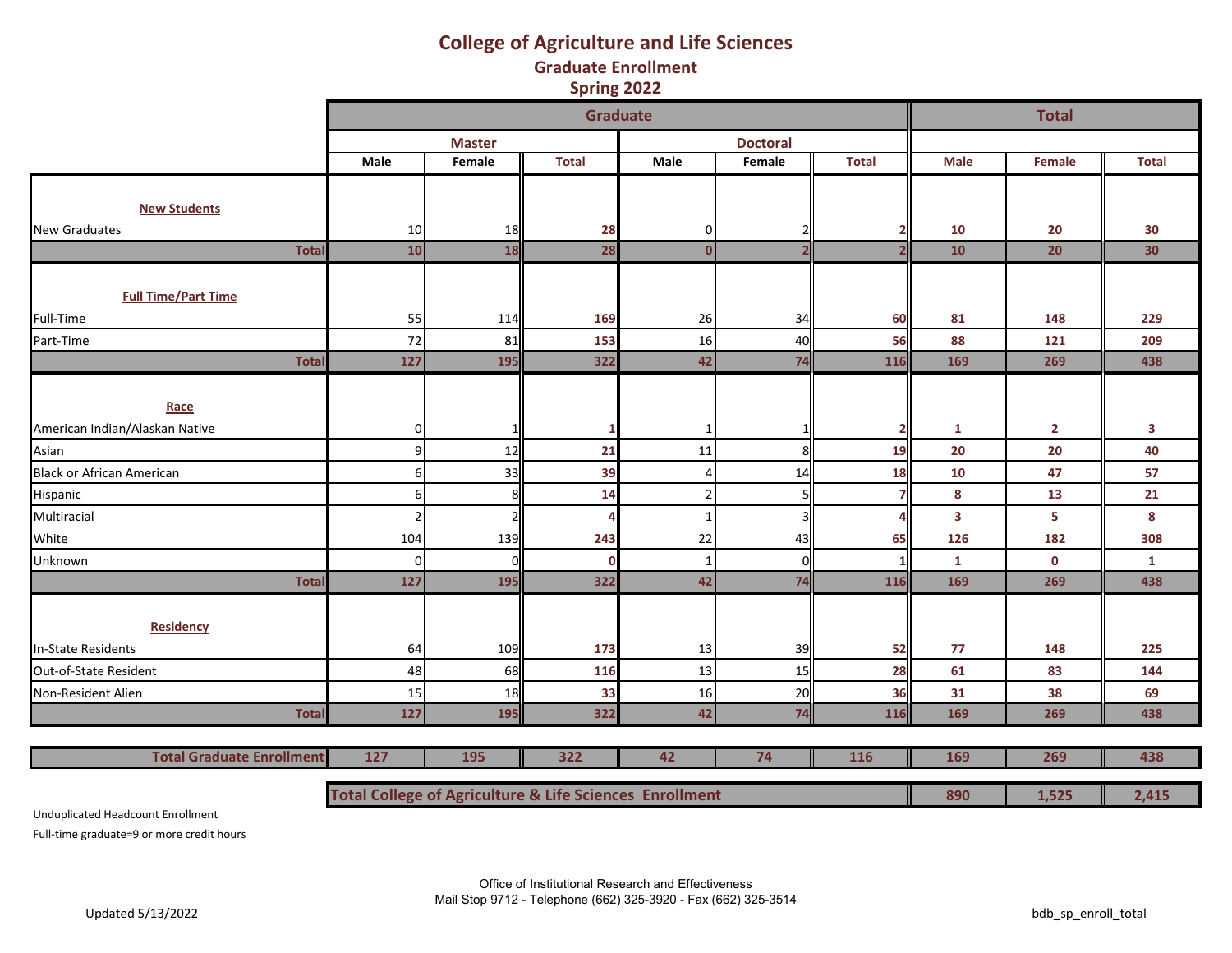# College of Agriculture and Life Sciences

## Graduate Enrollment

## Spring 2022

| | Graduate | | | | | | Total | | |
|---|---|---|---|---|---|---|---|---|---|
| | Master | | | Doctoral | | | | | |
| | Male | Female | Total | Male | Female | Total | Male | Female | Total |
| **New Students** | | | | | | | | | |
| New Graduates | 10 | 18 | 28 | 0 | 2 | 2 | 10 | 20 | 30 |
| **Total** | 10 | 18 | 28 | 0 | 2 | 2 | 10 | 20 | 30 |
| **Full Time/Part Time** | | | | | | | | | |
| Full-Time | 55 | 114 | 169 | 26 | 34 | 60 | 81 | 148 | 229 |
| Part-Time | 72 | 81 | 153 | 16 | 40 | 56 | 88 | 121 | 209 |
| **Total** | 127 | 195 | 322 | 42 | 74 | 116 | 169 | 269 | 438 |
| **Race** | | | | | | | | | |
| American Indian/Alaskan Native | 0 | 1 | 1 | 1 | 1 | 2 | 1 | 2 | 3 |
| Asian | 9 | 12 | 21 | 11 | 8 | 19 | 20 | 20 | 40 |
| Black or African American | 6 | 33 | 39 | 4 | 14 | 18 | 10 | 47 | 57 |
| Hispanic | 6 | 8 | 14 | 2 | 5 | 7 | 8 | 13 | 21 |
| Multiracial | 2 | 2 | 4 | 1 | 3 | 4 | 3 | 5 | 8 |
| White | 104 | 139 | 243 | 22 | 43 | 65 | 126 | 182 | 308 |
| Unknown | 0 | 0 | 0 | 1 | 0 | 1 | 1 | 0 | 1 |
| **Total** | 127 | 195 | 322 | 42 | 74 | 116 | 169 | 269 | 438 |
| **Residency** | | | | | | | | | |
| In-State Residents | 64 | 109 | 173 | 13 | 39 | 52 | 77 | 148 | 225 |
| Out-of-State Resident | 48 | 68 | 116 | 13 | 15 | 28 | 61 | 83 | 144 |
| Non-Resident Alien | 15 | 18 | 33 | 16 | 20 | 36 | 31 | 38 | 69 |
| **Total** | 127 | 195 | 322 | 42 | 74 | 116 | 169 | 269 | 438 |
| **Total Graduate Enrollment** | 127 | 195 | 322 | 42 | 74 | 116 | 169 | 269 | 438 |
| **Total College of Agriculture & Life Sciences Enrollment** | | | | | | | 890 | 1,525 | 2,415 |

Unduplicated Headcount Enrollment

Full-time graduate=9 or more credit hours

Office of Institutional Research and Effectiveness
Mail Stop 9712 - Telephone (662) 325-3920 - Fax (662) 325-3514

Updated 5/13/2022

bdb_sp_enroll_total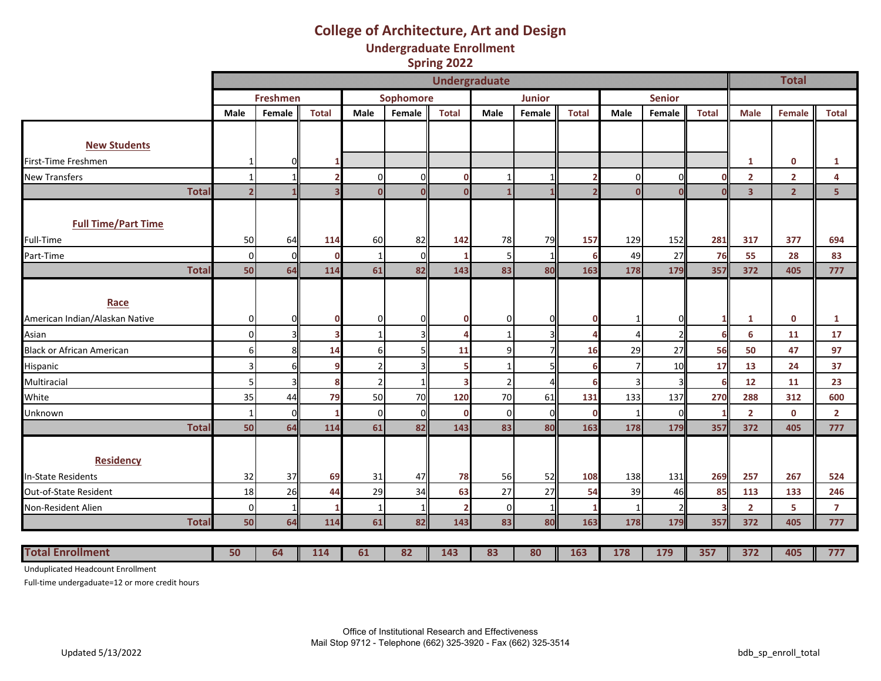# College of Architecture, Art and Design

## Undergraduate Enrollment

## Spring 2022

| | Undergraduate | | | | | | | | | | | | Total | | |
|---|---|---|---|---|---|---|---|---|---|---|---|---|---|---|---|
| | Freshmen | | | Sophomore | | | Junior | | | Senior | | | | | |
| | Male | Female | Total | Male | Female | Total | Male | Female | Total | Male | Female | Total | Male | Female | Total |
| **New Students** | | | | | | | | | | | | | | | |
| First-Time Freshmen | 1 | 0 | 1 | | | | | | | | | | 1 | 0 | 1 |
| New Transfers | 1 | 1 | 2 | 0 | 0 | 0 | 1 | 1 | 2 | 0 | 0 | 0 | 2 | 2 | 4 |
| **Total** | 2 | 1 | 3 | 0 | 0 | 0 | 1 | 1 | 2 | 0 | 0 | 0 | 3 | 2 | 5 |
| **Full Time/Part Time** | | | | | | | | | | | | | | | |
| Full-Time | 50 | 64 | 114 | 60 | 82 | 142 | 78 | 79 | 157 | 129 | 152 | 281 | 317 | 377 | 694 |
| Part-Time | 0 | 0 | 0 | 1 | 0 | 1 | 5 | 1 | 6 | 49 | 27 | 76 | 55 | 28 | 83 |
| **Total** | 50 | 64 | 114 | 61 | 82 | 143 | 83 | 80 | 163 | 178 | 179 | 357 | 372 | 405 | 777 |
| **Race** | | | | | | | | | | | | | | | |
| American Indian/Alaskan Native | 0 | 0 | 0 | 0 | 0 | 0 | 0 | 0 | 0 | 1 | 0 | 1 | 1 | 0 | 1 |
| Asian | 0 | 3 | 3 | 1 | 3 | 4 | 1 | 3 | 4 | 4 | 2 | 6 | 6 | 11 | 17 |
| Black or African American | 6 | 8 | 14 | 6 | 5 | 11 | 9 | 7 | 16 | 29 | 27 | 56 | 50 | 47 | 97 |
| Hispanic | 3 | 6 | 9 | 2 | 3 | 5 | 1 | 5 | 6 | 7 | 10 | 17 | 13 | 24 | 37 |
| Multiracial | 5 | 3 | 8 | 2 | 1 | 3 | 2 | 4 | 6 | 3 | 3 | 6 | 12 | 11 | 23 |
| White | 35 | 44 | 79 | 50 | 70 | 120 | 70 | 61 | 131 | 133 | 137 | 270 | 288 | 312 | 600 |
| Unknown | 1 | 0 | 1 | 0 | 0 | 0 | 0 | 0 | 0 | 1 | 0 | 1 | 2 | 0 | 2 |
| **Total** | 50 | 64 | 114 | 61 | 82 | 143 | 83 | 80 | 163 | 178 | 179 | 357 | 372 | 405 | 777 |
| **Residency** | | | | | | | | | | | | | | | |
| In-State Residents | 32 | 37 | 69 | 31 | 47 | 78 | 56 | 52 | 108 | 138 | 131 | 269 | 257 | 267 | 524 |
| Out-of-State Resident | 18 | 26 | 44 | 29 | 34 | 63 | 27 | 27 | 54 | 39 | 46 | 85 | 113 | 133 | 246 |
| Non-Resident Alien | 0 | 1 | 1 | 1 | 1 | 2 | 0 | 1 | 1 | 1 | 2 | 3 | 2 | 5 | 7 |
| **Total** | 50 | 64 | 114 | 61 | 82 | 143 | 83 | 80 | 163 | 178 | 179 | 357 | 372 | 405 | 777 |
| **Total Enrollment** | 50 | 64 | 114 | 61 | 82 | 143 | 83 | 80 | 163 | 178 | 179 | 357 | 372 | 405 | 777 |

Unduplicated Headcount Enrollment

Full-time undergaduate=12 or more credit hours

Office of Institutional Research and Effectiveness
Mail Stop 9712 - Telephone (662) 325-3920 - Fax (662) 325-3514

Updated 5/13/2022

bdb_sp_enroll_total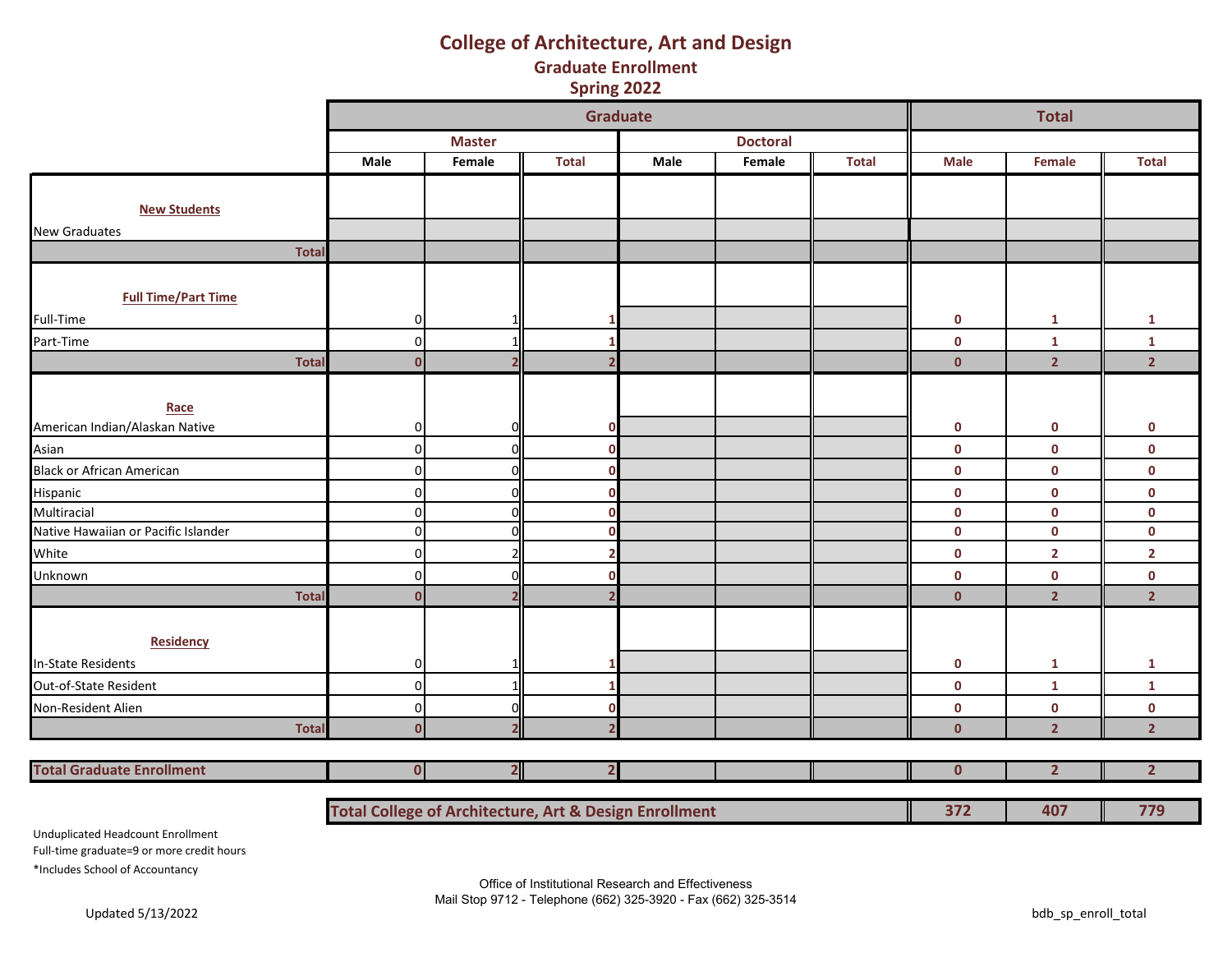# College of Architecture, Art and Design

## Graduate Enrollment

## Spring 2022

| | Graduate | | | | | | Total | | |
|---|---|---|---|---|---|---|---|---|---|
| | Master | | | Doctoral | | | | | |
| | Male | Female | Total | Male | Female | Total | Male | Female | Total |
| **New Students** | | | | | | | | | |
| New Graduates | | | | | | | | | |
| **Total** | | | | | | | | | |
| **Full Time/Part Time** | | | | | | | | | |
| Full-Time | 0 | 1 | 1 | | | | 0 | 1 | 1 |
| Part-Time | 0 | 1 | 1 | | | | 0 | 1 | 1 |
| **Total** | 0 | 2 | 2 | | | | 0 | 2 | 2 |
| **Race** | | | | | | | | | |
| American Indian/Alaskan Native | 0 | 0 | 0 | | | | 0 | 0 | 0 |
| Asian | 0 | 0 | 0 | | | | 0 | 0 | 0 |
| Black or African American | 0 | 0 | 0 | | | | 0 | 0 | 0 |
| Hispanic | 0 | 0 | 0 | | | | 0 | 0 | 0 |
| Multiracial | 0 | 0 | 0 | | | | 0 | 0 | 0 |
| Native Hawaiian or Pacific Islander | 0 | 0 | 0 | | | | 0 | 0 | 0 |
| White | 0 | 2 | 2 | | | | 0 | 2 | 2 |
| Unknown | 0 | 0 | 0 | | | | 0 | 0 | 0 |
| **Total** | 0 | 2 | 2 | | | | 0 | 2 | 2 |
| **Residency** | | | | | | | | | |
| In-State Residents | 0 | 1 | 1 | | | | 0 | 1 | 1 |
| Out-of-State Resident | 0 | 1 | 1 | | | | 0 | 1 | 1 |
| Non-Resident Alien | 0 | 0 | 0 | | | | 0 | 0 | 0 |
| **Total** | 0 | 2 | 2 | | | | 0 | 2 | 2 |
| **Total Graduate Enrollment** | 0 | 2 | 2 | | | | 0 | 2 | 2 |
| **Total College of Architecture, Art & Design Enrollment** | | | | | | | 372 | 407 | 779 |

Unduplicated Headcount Enrollment
Full-time graduate=9 or more credit hours
*Includes School of Accountancy

Office of Institutional Research and Effectiveness
Mail Stop 9712 - Telephone (662) 325-3920 - Fax (662) 325-3514

Updated 5/13/2022

bdb_sp_enroll_total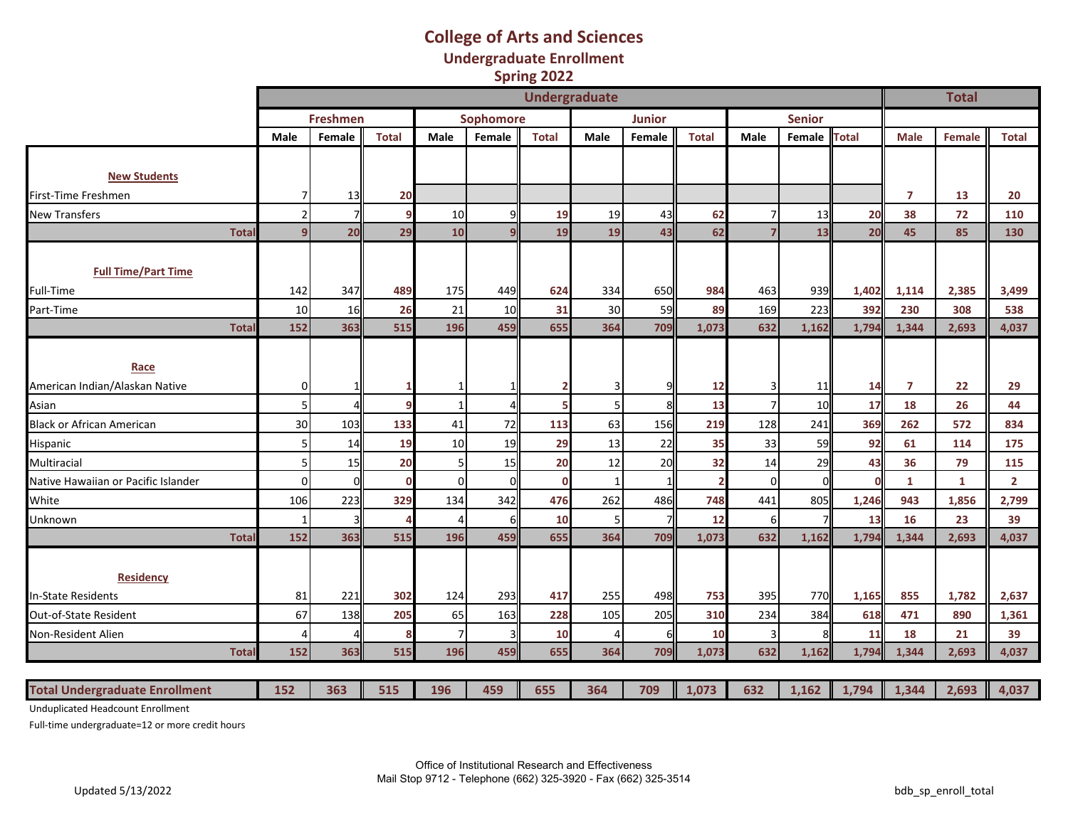# College of Arts and Sciences
## Undergraduate Enrollment
## Spring 2022

| | Undergraduate | | | | | | | | | | | | Total | | |
|---|---|---|---|---|---|---|---|---|---|---|---|---|---|---|---|
| | Freshmen | | | Sophomore | | | Junior | | | Senior | | | | | |
| | Male | Female | Total | Male | Female | Total | Male | Female | Total | Male | Female | Total | Male | Female | Total |
| **New Students** | | | | | | | | | | | | | | | |
| First-Time Freshmen | 7 | 13 | **20** | | | | | | | | | | **7** | **13** | **20** |
| New Transfers | 2 | 7 | **9** | 10 | 9 | **19** | 19 | 43 | **62** | 7 | 13 | **20** | **38** | **72** | **110** |
| **Total** | **9** | **20** | **29** | **10** | **9** | **19** | **19** | **43** | **62** | **7** | **13** | **20** | **45** | **85** | **130** |
| **Full Time/Part Time** | | | | | | | | | | | | | | | |
| Full-Time | 142 | 347 | **489** | 175 | 449 | **624** | 334 | 650 | **984** | 463 | 939 | **1,402** | **1,114** | **2,385** | **3,499** |
| Part-Time | 10 | 16 | **26** | 21 | 10 | **31** | 30 | 59 | **89** | 169 | 223 | **392** | **230** | **308** | **538** |
| **Total** | **152** | **363** | **515** | **196** | **459** | **655** | **364** | **709** | **1,073** | **632** | **1,162** | **1,794** | **1,344** | **2,693** | **4,037** |
| **Race** | | | | | | | | | | | | | | | |
| American Indian/Alaskan Native | 0 | 1 | **1** | 1 | 1 | **2** | 3 | 9 | **12** | 3 | 11 | **14** | **7** | **22** | **29** |
| Asian | 5 | 4 | **9** | 1 | 4 | **5** | 5 | 8 | **13** | 7 | 10 | **17** | **18** | **26** | **44** |
| Black or African American | 30 | 103 | **133** | 41 | 72 | **113** | 63 | 156 | **219** | 128 | 241 | **369** | **262** | **572** | **834** |
| Hispanic | 5 | 14 | **19** | 10 | 19 | **29** | 13 | 22 | **35** | 33 | 59 | **92** | **61** | **114** | **175** |
| Multiracial | 5 | 15 | **20** | 5 | 15 | **20** | 12 | 20 | **32** | 14 | 29 | **43** | **36** | **79** | **115** |
| Native Hawaiian or Pacific Islander | 0 | 0 | **0** | 0 | 0 | **0** | 1 | 1 | **2** | 0 | 0 | **0** | **1** | **1** | **2** |
| White | 106 | 223 | **329** | 134 | 342 | **476** | 262 | 486 | **748** | 441 | 805 | **1,246** | **943** | **1,856** | **2,799** |
| Unknown | 1 | 3 | **4** | 4 | 6 | **10** | 5 | 7 | **12** | 6 | 7 | **13** | **16** | **23** | **39** |
| **Total** | **152** | **363** | **515** | **196** | **459** | **655** | **364** | **709** | **1,073** | **632** | **1,162** | **1,794** | **1,344** | **2,693** | **4,037** |
| **Residency** | | | | | | | | | | | | | | | |
| In-State Residents | 81 | 221 | **302** | 124 | 293 | **417** | 255 | 498 | **753** | 395 | 770 | **1,165** | **855** | **1,782** | **2,637** |
| Out-of-State Resident | 67 | 138 | **205** | 65 | 163 | **228** | 105 | 205 | **310** | 234 | 384 | **618** | **471** | **890** | **1,361** |
| Non-Resident Alien | 4 | 4 | **8** | 7 | 3 | **10** | 4 | 6 | **10** | 3 | 8 | **11** | **18** | **21** | **39** |
| **Total** | **152** | **363** | **515** | **196** | **459** | **655** | **364** | **709** | **1,073** | **632** | **1,162** | **1,794** | **1,344** | **2,693** | **4,037** |
| **Total Undergraduate Enrollment** | **152** | **363** | **515** | **196** | **459** | **655** | **364** | **709** | **1,073** | **632** | **1,162** | **1,794** | **1,344** | **2,693** | **4,037** |

Unduplicated Headcount Enrollment

Full-time undergraduate=12 or more credit hours

Office of Institutional Research and Effectiveness
Mail Stop 9712 - Telephone (662) 325-3920 - Fax (662) 325-3514

Updated 5/13/2022

bdb_sp_enroll_total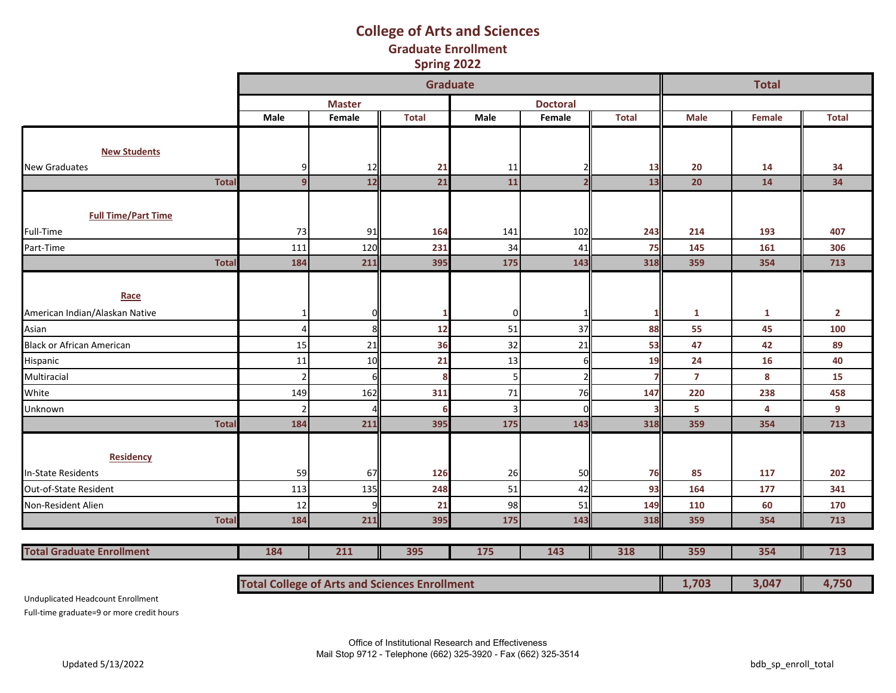# College of Arts and Sciences

## Graduate Enrollment

## Spring 2022

| | Graduate | | | | | | Total | | |
|---|---|---|---|---|---|---|---|---|---|
| | Master | | | Doctoral | | | | | |
| | Male | Female | Total | Male | Female | Total | Male | Female | Total |
| **New Students** | | | | | | | | | |
| New Graduates | 9 | 12 | 21 | 11 | 2 | 13 | 20 | 14 | 34 |
| **Total** | 9 | 12 | 21 | 11 | 2 | 13 | 20 | 14 | 34 |
| **Full Time/Part Time** | | | | | | | | | |
| Full-Time | 73 | 91 | 164 | 141 | 102 | 243 | 214 | 193 | 407 |
| Part-Time | 111 | 120 | 231 | 34 | 41 | 75 | 145 | 161 | 306 |
| **Total** | 184 | 211 | 395 | 175 | 143 | 318 | 359 | 354 | 713 |
| **Race** | | | | | | | | | |
| American Indian/Alaskan Native | 1 | 0 | 1 | 0 | 1 | 1 | 1 | 1 | 2 |
| Asian | 4 | 8 | 12 | 51 | 37 | 88 | 55 | 45 | 100 |
| Black or African American | 15 | 21 | 36 | 32 | 21 | 53 | 47 | 42 | 89 |
| Hispanic | 11 | 10 | 21 | 13 | 6 | 19 | 24 | 16 | 40 |
| Multiracial | 2 | 6 | 8 | 5 | 2 | 7 | 7 | 8 | 15 |
| White | 149 | 162 | 311 | 71 | 76 | 147 | 220 | 238 | 458 |
| Unknown | 2 | 4 | 6 | 3 | 0 | 3 | 5 | 4 | 9 |
| **Total** | 184 | 211 | 395 | 175 | 143 | 318 | 359 | 354 | 713 |
| **Residency** | | | | | | | | | |
| In-State Residents | 59 | 67 | 126 | 26 | 50 | 76 | 85 | 117 | 202 |
| Out-of-State Resident | 113 | 135 | 248 | 51 | 42 | 93 | 164 | 177 | 341 |
| Non-Resident Alien | 12 | 9 | 21 | 98 | 51 | 149 | 110 | 60 | 170 |
| **Total** | 184 | 211 | 395 | 175 | 143 | 318 | 359 | 354 | 713 |
| **Total Graduate Enrollment** | 184 | 211 | 395 | 175 | 143 | 318 | 359 | 354 | 713 |

| **Total College of Arts and Sciences Enrollment** | Male | Female | Total |
|---|---|---|---|
| | 1,703 | 3,047 | 4,750 |

Unduplicated Headcount Enrollment

Full-time graduate=9 or more credit hours

Office of Institutional Research and Effectiveness
Mail Stop 9712 - Telephone (662) 325-3920 - Fax (662) 325-3514

Updated 5/13/2022

bdb_sp_enroll_total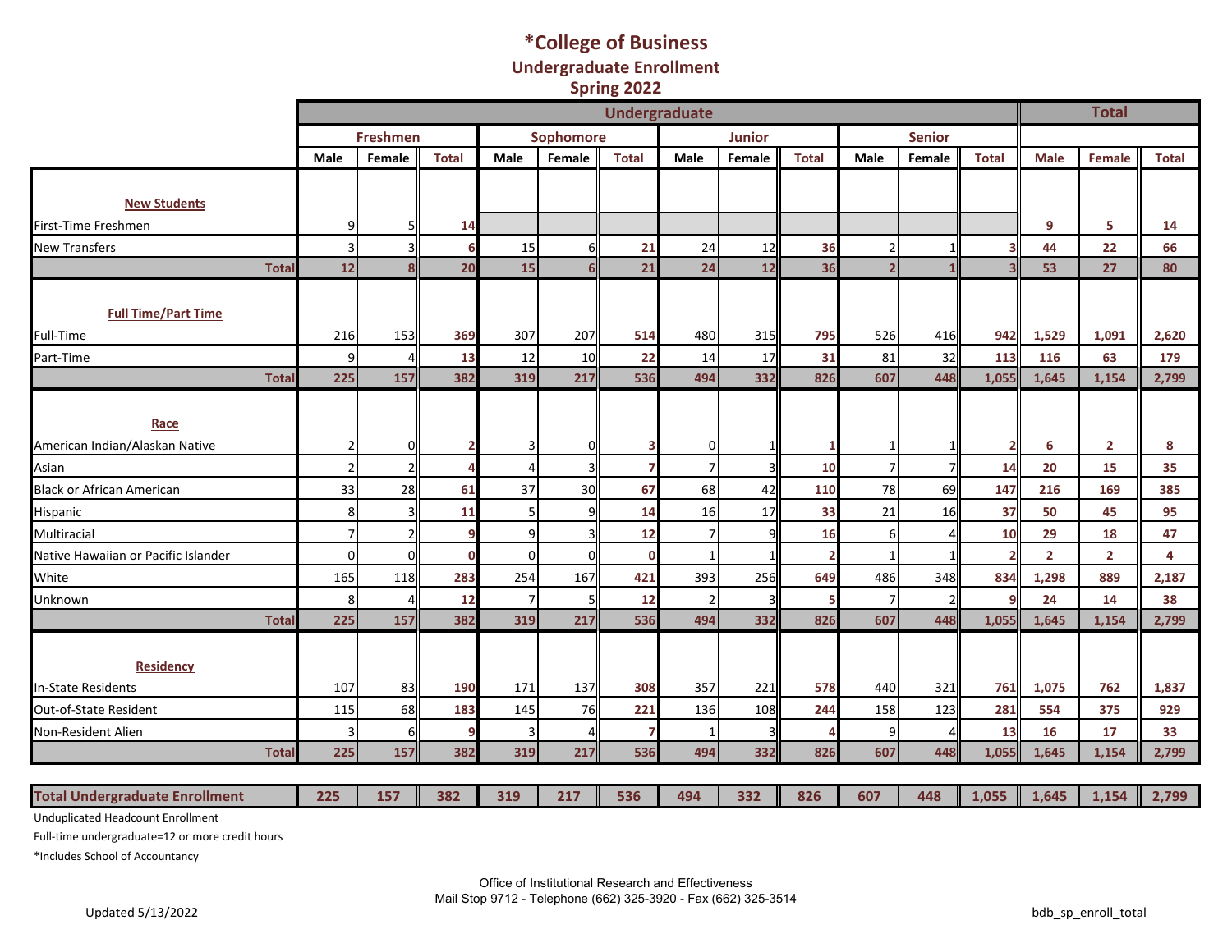# *College of Business

## Undergraduate Enrollment

## Spring 2022

| | Undergraduate | | | | | | | | | | | | Total | | |
|---|---|---|---|---|---|---|---|---|---|---|---|---|---|---|---|
| | Freshmen | | | Sophomore | | | Junior | | | Senior | | | | | |
| | Male | Female | Total | Male | Female | Total | Male | Female | Total | Male | Female | Total | Male | Female | Total |
| **New Students** | | | | | | | | | | | | | | | |
| First-Time Freshmen | 9 | 5 | 14 | | | | | | | | | | 9 | 5 | 14 |
| New Transfers | 3 | 3 | 6 | 15 | 6 | 21 | 24 | 12 | 36 | 2 | 1 | 3 | 44 | 22 | 66 |
| **Total** | 12 | 8 | 20 | 15 | 6 | 21 | 24 | 12 | 36 | 2 | 1 | 3 | 53 | 27 | 80 |
| **Full Time/Part Time** | | | | | | | | | | | | | | | |
| Full-Time | 216 | 153 | 369 | 307 | 207 | 514 | 480 | 315 | 795 | 526 | 416 | 942 | 1,529 | 1,091 | 2,620 |
| Part-Time | 9 | 4 | 13 | 12 | 10 | 22 | 14 | 17 | 31 | 81 | 32 | 113 | 116 | 63 | 179 |
| **Total** | 225 | 157 | 382 | 319 | 217 | 536 | 494 | 332 | 826 | 607 | 448 | 1,055 | 1,645 | 1,154 | 2,799 |
| **Race** | | | | | | | | | | | | | | | |
| American Indian/Alaskan Native | 2 | 0 | 2 | 3 | 0 | 3 | 0 | 1 | 1 | 1 | 1 | 2 | 6 | 2 | 8 |
| Asian | 2 | 2 | 4 | 4 | 3 | 7 | 7 | 3 | 10 | 7 | 7 | 14 | 20 | 15 | 35 |
| Black or African American | 33 | 28 | 61 | 37 | 30 | 67 | 68 | 42 | 110 | 78 | 69 | 147 | 216 | 169 | 385 |
| Hispanic | 8 | 3 | 11 | 5 | 9 | 14 | 16 | 17 | 33 | 21 | 16 | 37 | 50 | 45 | 95 |
| Multiracial | 7 | 2 | 9 | 9 | 3 | 12 | 7 | 9 | 16 | 6 | 4 | 10 | 29 | 18 | 47 |
| Native Hawaiian or Pacific Islander | 0 | 0 | 0 | 0 | 0 | 0 | 1 | 1 | 2 | 1 | 1 | 2 | 2 | 2 | 4 |
| White | 165 | 118 | 283 | 254 | 167 | 421 | 393 | 256 | 649 | 486 | 348 | 834 | 1,298 | 889 | 2,187 |
| Unknown | 8 | 4 | 12 | 7 | 5 | 12 | 2 | 3 | 5 | 7 | 2 | 9 | 24 | 14 | 38 |
| **Total** | 225 | 157 | 382 | 319 | 217 | 536 | 494 | 332 | 826 | 607 | 448 | 1,055 | 1,645 | 1,154 | 2,799 |
| **Residency** | | | | | | | | | | | | | | | |
| In-State Residents | 107 | 83 | 190 | 171 | 137 | 308 | 357 | 221 | 578 | 440 | 321 | 761 | 1,075 | 762 | 1,837 |
| Out-of-State Resident | 115 | 68 | 183 | 145 | 76 | 221 | 136 | 108 | 244 | 158 | 123 | 281 | 554 | 375 | 929 |
| Non-Resident Alien | 3 | 6 | 9 | 3 | 4 | 7 | 1 | 3 | 4 | 9 | 4 | 13 | 16 | 17 | 33 |
| **Total** | 225 | 157 | 382 | 319 | 217 | 536 | 494 | 332 | 826 | 607 | 448 | 1,055 | 1,645 | 1,154 | 2,799 |
| **Total Undergraduate Enrollment** | 225 | 157 | 382 | 319 | 217 | 536 | 494 | 332 | 826 | 607 | 448 | 1,055 | 1,645 | 1,154 | 2,799 |

Unduplicated Headcount Enrollment

Full-time undergraduate=12 or more credit hours

*Includes School of Accountancy

Office of Institutional Research and Effectiveness
Mail Stop 9712 - Telephone (662) 325-3920 - Fax (662) 325-3514

Updated 5/13/2022

bdb_sp_enroll_total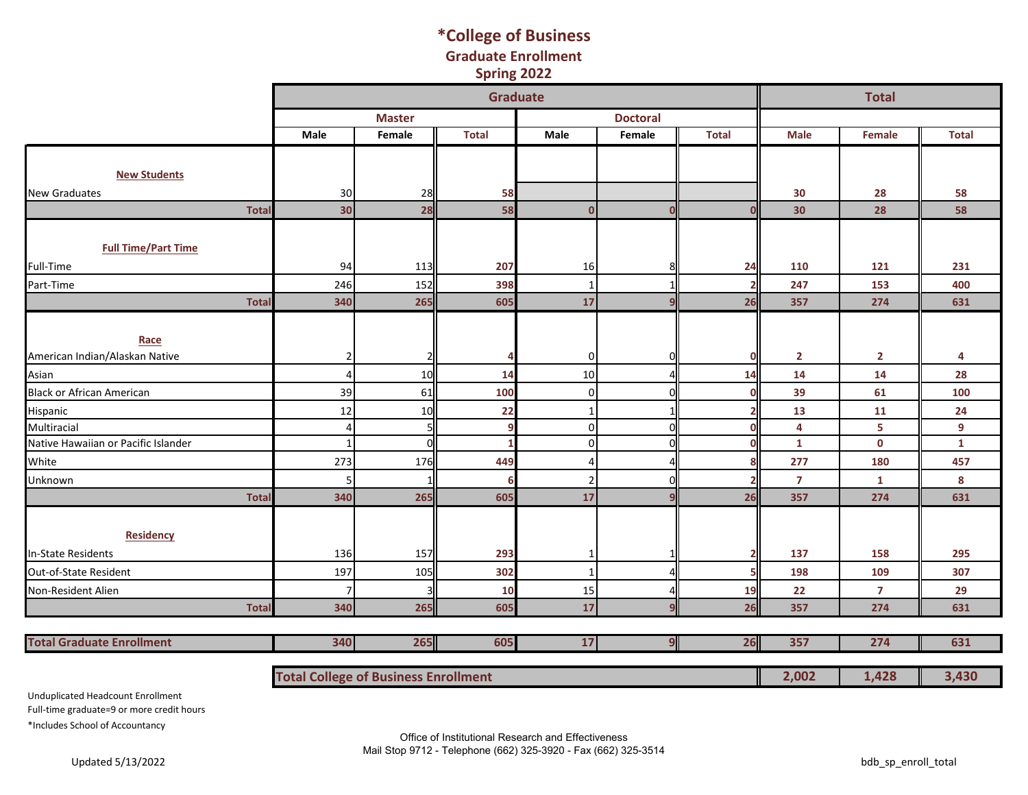# *College of Business

## Graduate Enrollment

## Spring 2022

| | Graduate | | | | | | Total | | |
|---|---|---|---|---|---|---|---|---|---|
| | Master | | | Doctoral | | | | | |
| | Male | Female | Total | Male | Female | Total | Male | Female | Total |
| **New Students** | | | | | | | | | |
| New Graduates | 30 | 28 | **58** | | | | **30** | **28** | **58** |
| **Total** | **30** | **28** | **58** | **0** | **0** | **0** | **30** | **28** | **58** |
| **Full Time/Part Time** | | | | | | | | | |
| Full-Time | 94 | 113 | **207** | 16 | 8 | **24** | **110** | **121** | **231** |
| Part-Time | 246 | 152 | **398** | 1 | 1 | **2** | **247** | **153** | **400** |
| **Total** | **340** | **265** | **605** | **17** | **9** | **26** | **357** | **274** | **631** |
| **Race** | | | | | | | | | |
| American Indian/Alaskan Native | 2 | 2 | **4** | 0 | 0 | **0** | **2** | **2** | **4** |
| Asian | 4 | 10 | **14** | 10 | 4 | **14** | **14** | **14** | **28** |
| Black or African American | 39 | 61 | **100** | 0 | 0 | **0** | **39** | **61** | **100** |
| Hispanic | 12 | 10 | **22** | 1 | 1 | **2** | **13** | **11** | **24** |
| Multiracial | 4 | 5 | **9** | 0 | 0 | **0** | **4** | **5** | **9** |
| Native Hawaiian or Pacific Islander | 1 | 0 | **1** | 0 | 0 | **0** | **1** | **0** | **1** |
| White | 273 | 176 | **449** | 4 | 4 | **8** | **277** | **180** | **457** |
| Unknown | 5 | 1 | **6** | 2 | 0 | **2** | **7** | **1** | **8** |
| **Total** | **340** | **265** | **605** | **17** | **9** | **26** | **357** | **274** | **631** |
| **Residency** | | | | | | | | | |
| In-State Residents | 136 | 157 | **293** | 1 | 1 | **2** | **137** | **158** | **295** |
| Out-of-State Resident | 197 | 105 | **302** | 1 | 4 | **5** | **198** | **109** | **307** |
| Non-Resident Alien | 7 | 3 | **10** | 15 | 4 | **19** | **22** | **7** | **29** |
| **Total** | **340** | **265** | **605** | **17** | **9** | **26** | **357** | **274** | **631** |
| **Total Graduate Enrollment** | **340** | **265** | **605** | **17** | **9** | **26** | **357** | **274** | **631** |
| **Total College of Business Enrollment** | | | | | | | **2,002** | **1,428** | **3,430** |

Unduplicated Headcount Enrollment

Full-time graduate=9 or more credit hours

*Includes School of Accountancy

Office of Institutional Research and Effectiveness
Mail Stop 9712 - Telephone (662) 325-3920 - Fax (662) 325-3514

Updated 5/13/2022

bdb_sp_enroll_total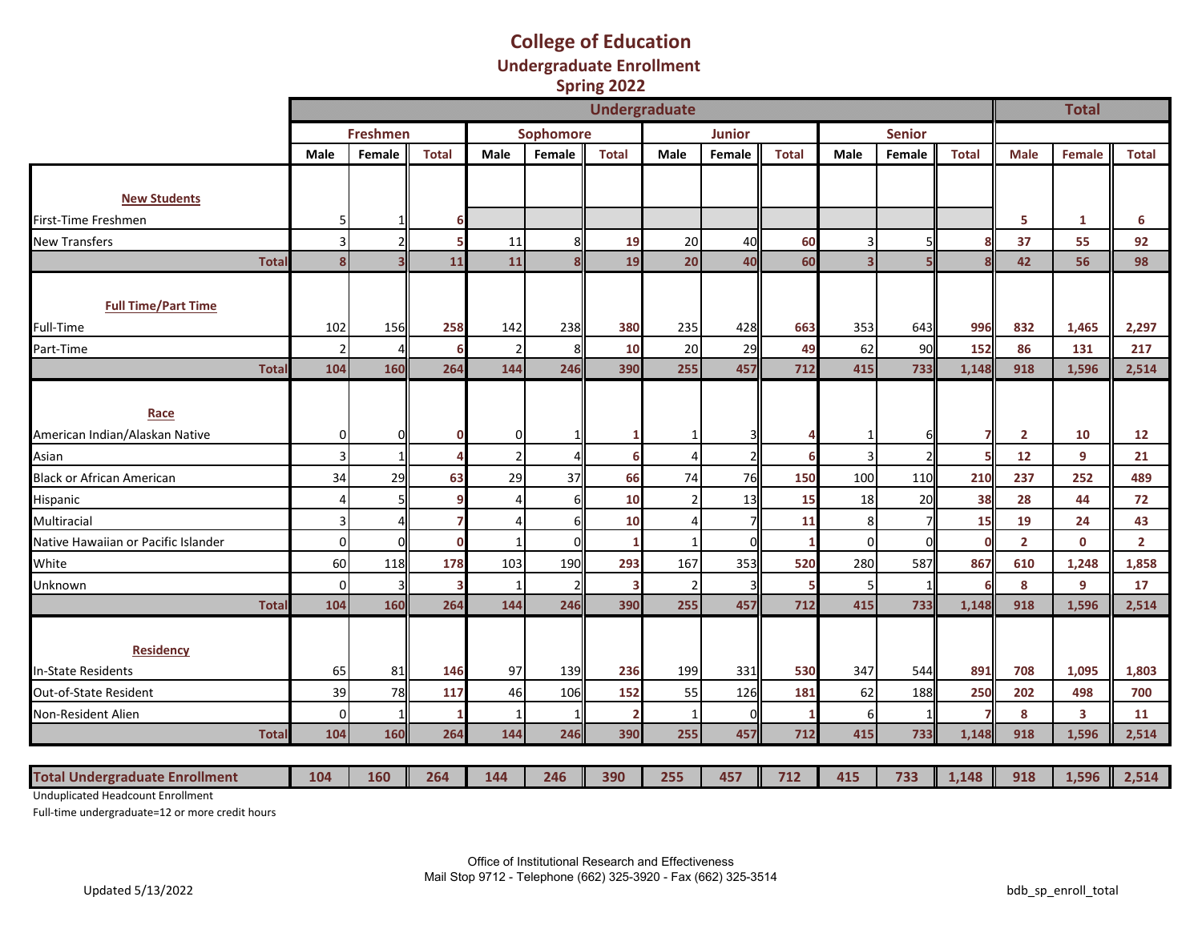# College of Education
## Undergraduate Enrollment
## Spring 2022

| | Undergraduate | | | | | | | | | | | | Total | | |
|---|---|---|---|---|---|---|---|---|---|---|---|---|---|---|---|
| | Freshmen | | | Sophomore | | | Junior | | | Senior | | | | | |
| | Male | Female | Total | Male | Female | Total | Male | Female | Total | Male | Female | Total | Male | Female | Total |
| **New Students** | | | | | | | | | | | | | | | |
| First-Time Freshmen | 5 | 1 | 6 | | | | | | | | | | 5 | 1 | 6 |
| New Transfers | 3 | 2 | 5 | 11 | 8 | 19 | 20 | 40 | 60 | 3 | 5 | 8 | 37 | 55 | 92 |
| **Total** | 8 | 3 | 11 | 11 | 8 | 19 | 20 | 40 | 60 | 3 | 5 | 8 | 42 | 56 | 98 |
| **Full Time/Part Time** | | | | | | | | | | | | | | | |
| Full-Time | 102 | 156 | 258 | 142 | 238 | 380 | 235 | 428 | 663 | 353 | 643 | 996 | 832 | 1,465 | 2,297 |
| Part-Time | 2 | 4 | 6 | 2 | 8 | 10 | 20 | 29 | 49 | 62 | 90 | 152 | 86 | 131 | 217 |
| **Total** | 104 | 160 | 264 | 144 | 246 | 390 | 255 | 457 | 712 | 415 | 733 | 1,148 | 918 | 1,596 | 2,514 |
| **Race** | | | | | | | | | | | | | | | |
| American Indian/Alaskan Native | 0 | 0 | 0 | 0 | 1 | 1 | 1 | 3 | 4 | 1 | 6 | 7 | 2 | 10 | 12 |
| Asian | 3 | 1 | 4 | 2 | 4 | 6 | 4 | 2 | 6 | 3 | 2 | 5 | 12 | 9 | 21 |
| Black or African American | 34 | 29 | 63 | 29 | 37 | 66 | 74 | 76 | 150 | 100 | 110 | 210 | 237 | 252 | 489 |
| Hispanic | 4 | 5 | 9 | 4 | 6 | 10 | 2 | 13 | 15 | 18 | 20 | 38 | 28 | 44 | 72 |
| Multiracial | 3 | 4 | 7 | 4 | 6 | 10 | 4 | 7 | 11 | 8 | 7 | 15 | 19 | 24 | 43 |
| Native Hawaiian or Pacific Islander | 0 | 0 | 0 | 1 | 0 | 1 | 1 | 0 | 1 | 0 | 0 | 0 | 2 | 0 | 2 |
| White | 60 | 118 | 178 | 103 | 190 | 293 | 167 | 353 | 520 | 280 | 587 | 867 | 610 | 1,248 | 1,858 |
| Unknown | 0 | 3 | 3 | 1 | 2 | 3 | 2 | 3 | 5 | 5 | 1 | 6 | 8 | 9 | 17 |
| **Total** | 104 | 160 | 264 | 144 | 246 | 390 | 255 | 457 | 712 | 415 | 733 | 1,148 | 918 | 1,596 | 2,514 |
| **Residency** | | | | | | | | | | | | | | | |
| In-State Residents | 65 | 81 | 146 | 97 | 139 | 236 | 199 | 331 | 530 | 347 | 544 | 891 | 708 | 1,095 | 1,803 |
| Out-of-State Resident | 39 | 78 | 117 | 46 | 106 | 152 | 55 | 126 | 181 | 62 | 188 | 250 | 202 | 498 | 700 |
| Non-Resident Alien | 0 | 1 | 1 | 1 | 1 | 2 | 1 | 0 | 1 | 6 | 1 | 7 | 8 | 3 | 11 |
| **Total** | 104 | 160 | 264 | 144 | 246 | 390 | 255 | 457 | 712 | 415 | 733 | 1,148 | 918 | 1,596 | 2,514 |
| **Total Undergraduate Enrollment** | 104 | 160 | 264 | 144 | 246 | 390 | 255 | 457 | 712 | 415 | 733 | 1,148 | 918 | 1,596 | 2,514 |

Unduplicated Headcount Enrollment

Full-time undergraduate=12 or more credit hours

Office of Institutional Research and Effectiveness
Mail Stop 9712 - Telephone (662) 325-3920 - Fax (662) 325-3514

Updated 5/13/2022

bdb_sp_enroll_total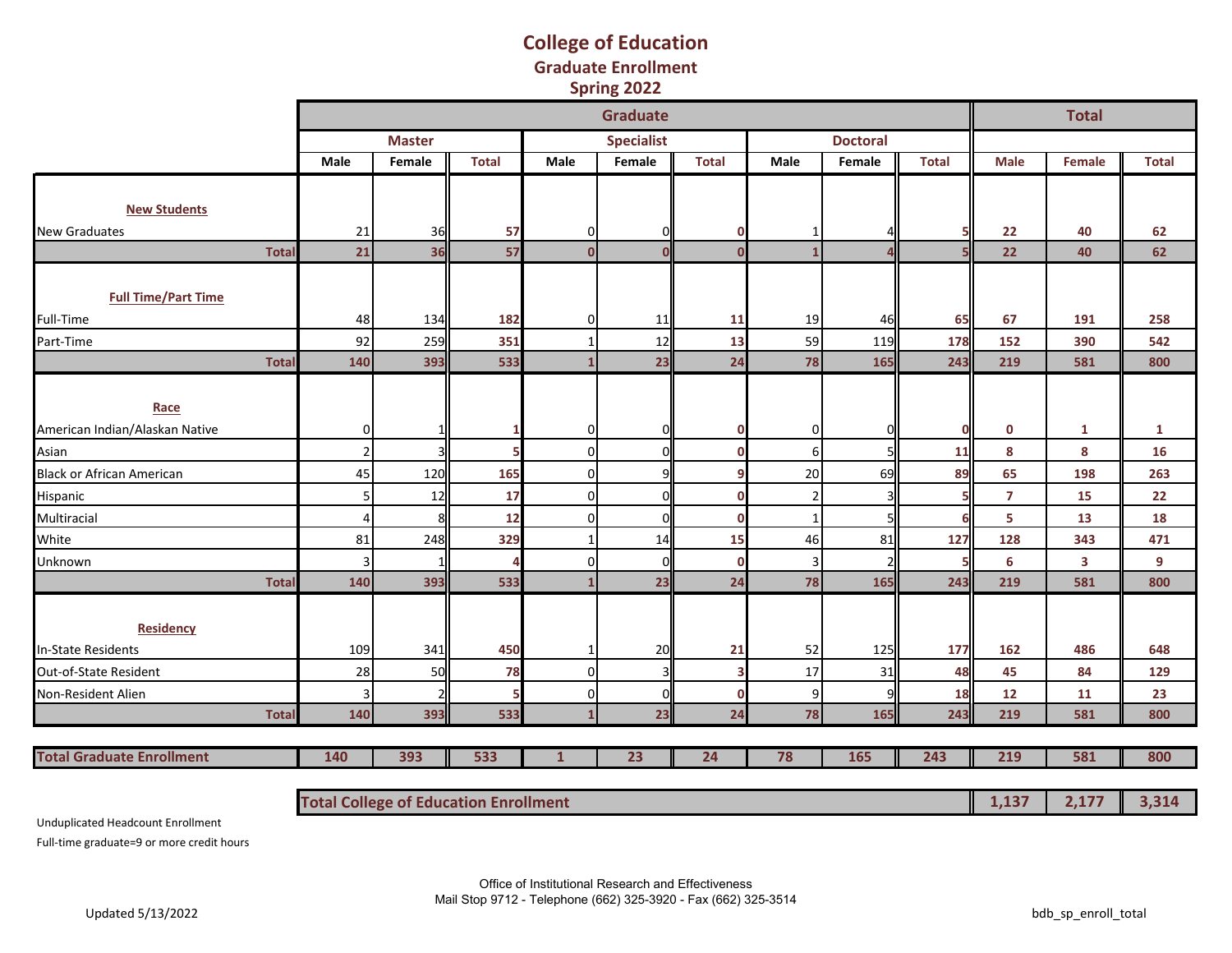# College of Education
## Graduate Enrollment
## Spring 2022

| | Graduate | | | | | | | | | Total | | |
|---|---|---|---|---|---|---|---|---|---|---|---|---|
| | Master | | | Specialist | | | Doctoral | | | | | |
| | Male | Female | Total | Male | Female | Total | Male | Female | Total | Male | Female | Total |
| **New Students** | | | | | | | | | | | | |
| New Graduates | 21 | 36 | 57 | 0 | 0 | 0 | 1 | 4 | 5 | 22 | 40 | 62 |
| **Total** | 21 | 36 | 57 | 0 | 0 | 0 | 1 | 4 | 5 | 22 | 40 | 62 |
| **Full Time/Part Time** | | | | | | | | | | | | |
| Full-Time | 48 | 134 | 182 | 0 | 11 | 11 | 19 | 46 | 65 | 67 | 191 | 258 |
| Part-Time | 92 | 259 | 351 | 1 | 12 | 13 | 59 | 119 | 178 | 152 | 390 | 542 |
| **Total** | 140 | 393 | 533 | 1 | 23 | 24 | 78 | 165 | 243 | 219 | 581 | 800 |
| **Race** | | | | | | | | | | | | |
| American Indian/Alaskan Native | 0 | 1 | 1 | 0 | 0 | 0 | 0 | 0 | 0 | 0 | 1 | 1 |
| Asian | 2 | 3 | 5 | 0 | 0 | 0 | 6 | 5 | 11 | 8 | 8 | 16 |
| Black or African American | 45 | 120 | 165 | 0 | 9 | 9 | 20 | 69 | 89 | 65 | 198 | 263 |
| Hispanic | 5 | 12 | 17 | 0 | 0 | 0 | 2 | 3 | 5 | 7 | 15 | 22 |
| Multiracial | 4 | 8 | 12 | 0 | 0 | 0 | 1 | 5 | 6 | 5 | 13 | 18 |
| White | 81 | 248 | 329 | 1 | 14 | 15 | 46 | 81 | 127 | 128 | 343 | 471 |
| Unknown | 3 | 1 | 4 | 0 | 0 | 0 | 3 | 2 | 5 | 6 | 3 | 9 |
| **Total** | 140 | 393 | 533 | 1 | 23 | 24 | 78 | 165 | 243 | 219 | 581 | 800 |
| **Residency** | | | | | | | | | | | | |
| In-State Residents | 109 | 341 | 450 | 1 | 20 | 21 | 52 | 125 | 177 | 162 | 486 | 648 |
| Out-of-State Resident | 28 | 50 | 78 | 0 | 3 | 3 | 17 | 31 | 48 | 45 | 84 | 129 |
| Non-Resident Alien | 3 | 2 | 5 | 0 | 0 | 0 | 9 | 9 | 18 | 12 | 11 | 23 |
| **Total** | 140 | 393 | 533 | 1 | 23 | 24 | 78 | 165 | 243 | 219 | 581 | 800 |
| **Total Graduate Enrollment** | 140 | 393 | 533 | 1 | 23 | 24 | 78 | 165 | 243 | 219 | 581 | 800 |
| **Total College of Education Enrollment** | | | | | | | | | | 1,137 | 2,177 | 3,314 |

Unduplicated Headcount Enrollment

Full-time graduate=9 or more credit hours

Office of Institutional Research and Effectiveness
Mail Stop 9712 - Telephone (662) 325-3920 - Fax (662) 325-3514

Updated 5/13/2022

bdb_sp_enroll_total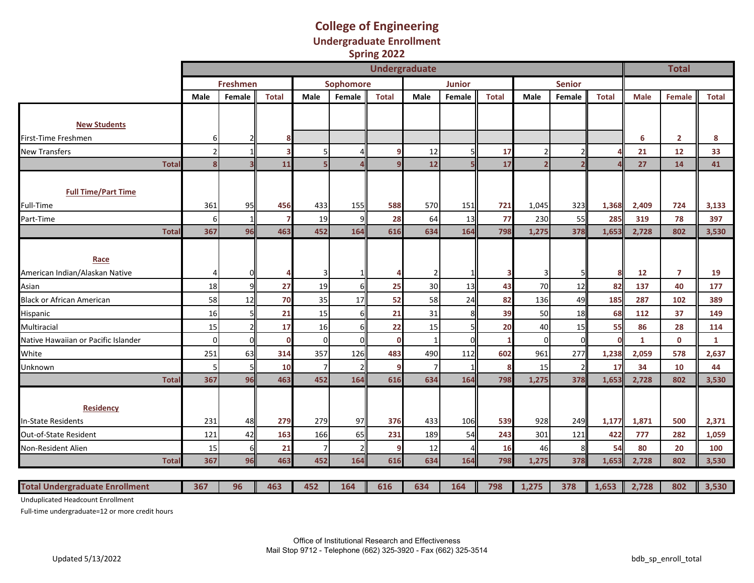# College of Engineering
## Undergraduate Enrollment
### Spring 2022

| | Undergraduate | | | | | | | | | | | | Total | | |
|---|---|---|---|---|---|---|---|---|---|---|---|---|---|---|---|
| | Freshmen | | | Sophomore | | | Junior | | | Senior | | | | | |
| | Male | Female | Total | Male | Female | Total | Male | Female | Total | Male | Female | Total | Male | Female | Total |
| **New Students** | | | | | | | | | | | | | | | |
| First-Time Freshmen | 6 | 2 | 8 | | | | | | | | | | 6 | 2 | 8 |
| New Transfers | 2 | 1 | 3 | 5 | 4 | 9 | 12 | 5 | 17 | 2 | 2 | 4 | 21 | 12 | 33 |
| **Total** | 8 | 3 | 11 | 5 | 4 | 9 | 12 | 5 | 17 | 2 | 2 | 4 | 27 | 14 | 41 |
| **Full Time/Part Time** | | | | | | | | | | | | | | | |
| Full-Time | 361 | 95 | 456 | 433 | 155 | 588 | 570 | 151 | 721 | 1,045 | 323 | 1,368 | 2,409 | 724 | 3,133 |
| Part-Time | 6 | 1 | 7 | 19 | 9 | 28 | 64 | 13 | 77 | 230 | 55 | 285 | 319 | 78 | 397 |
| **Total** | 367 | 96 | 463 | 452 | 164 | 616 | 634 | 164 | 798 | 1,275 | 378 | 1,653 | 2,728 | 802 | 3,530 |
| **Race** | | | | | | | | | | | | | | | |
| American Indian/Alaskan Native | 4 | 0 | 4 | 3 | 1 | 4 | 2 | 1 | 3 | 3 | 5 | 8 | 12 | 7 | 19 |
| Asian | 18 | 9 | 27 | 19 | 6 | 25 | 30 | 13 | 43 | 70 | 12 | 82 | 137 | 40 | 177 |
| Black or African American | 58 | 12 | 70 | 35 | 17 | 52 | 58 | 24 | 82 | 136 | 49 | 185 | 287 | 102 | 389 |
| Hispanic | 16 | 5 | 21 | 15 | 6 | 21 | 31 | 8 | 39 | 50 | 18 | 68 | 112 | 37 | 149 |
| Multiracial | 15 | 2 | 17 | 16 | 6 | 22 | 15 | 5 | 20 | 40 | 15 | 55 | 86 | 28 | 114 |
| Native Hawaiian or Pacific Islander | 0 | 0 | 0 | 0 | 0 | 0 | 1 | 0 | 1 | 0 | 0 | 0 | 1 | 0 | 1 |
| White | 251 | 63 | 314 | 357 | 126 | 483 | 490 | 112 | 602 | 961 | 277 | 1,238 | 2,059 | 578 | 2,637 |
| Unknown | 5 | 5 | 10 | 7 | 2 | 9 | 7 | 1 | 8 | 15 | 2 | 17 | 34 | 10 | 44 |
| **Total** | 367 | 96 | 463 | 452 | 164 | 616 | 634 | 164 | 798 | 1,275 | 378 | 1,653 | 2,728 | 802 | 3,530 |
| **Residency** | | | | | | | | | | | | | | | |
| In-State Residents | 231 | 48 | 279 | 279 | 97 | 376 | 433 | 106 | 539 | 928 | 249 | 1,177 | 1,871 | 500 | 2,371 |
| Out-of-State Resident | 121 | 42 | 163 | 166 | 65 | 231 | 189 | 54 | 243 | 301 | 121 | 422 | 777 | 282 | 1,059 |
| Non-Resident Alien | 15 | 6 | 21 | 7 | 2 | 9 | 12 | 4 | 16 | 46 | 8 | 54 | 80 | 20 | 100 |
| **Total** | 367 | 96 | 463 | 452 | 164 | 616 | 634 | 164 | 798 | 1,275 | 378 | 1,653 | 2,728 | 802 | 3,530 |
| **Total Undergraduate Enrollment** | 367 | 96 | 463 | 452 | 164 | 616 | 634 | 164 | 798 | 1,275 | 378 | 1,653 | 2,728 | 802 | 3,530 |

Unduplicated Headcount Enrollment

Full-time undergraduate=12 or more credit hours

Office of Institutional Research and Effectiveness
Mail Stop 9712 - Telephone (662) 325-3920 - Fax (662) 325-3514

Updated 5/13/2022

bdb_sp_enroll_total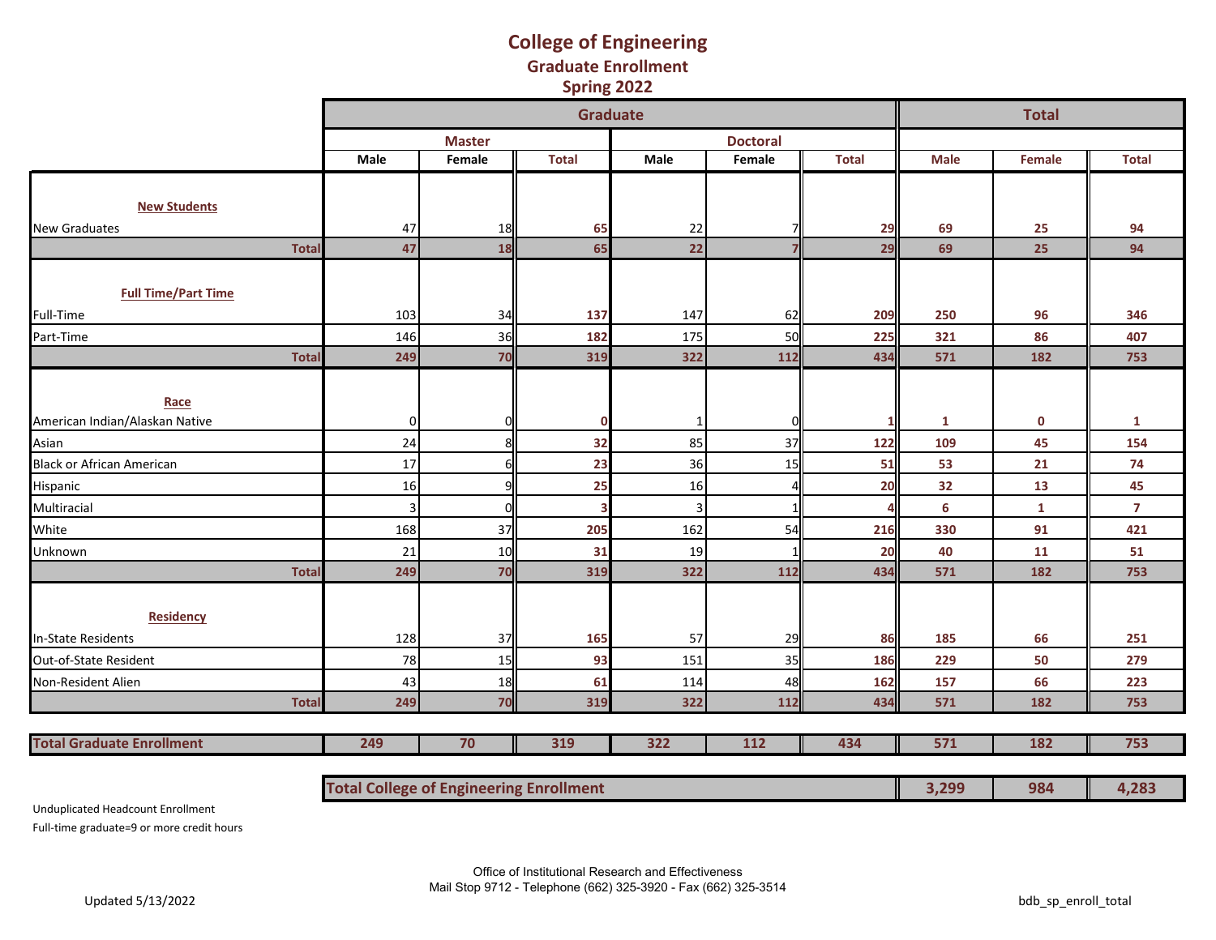# College of Engineering
## Graduate Enrollment
## Spring 2022

| | Graduate | | | | | | Total | | |
|---|---|---|---|---|---|---|---|---|---|
| | Master | | | Doctoral | | | | | |
| | Male | Female | Total | Male | Female | Total | Male | Female | Total |
| **New Students** | | | | | | | | | |
| New Graduates | 47 | 18 | 65 | 22 | 7 | 29 | 69 | 25 | 94 |
| **Total** | 47 | 18 | 65 | 22 | 7 | 29 | 69 | 25 | 94 |
| **Full Time/Part Time** | | | | | | | | | |
| Full-Time | 103 | 34 | 137 | 147 | 62 | 209 | 250 | 96 | 346 |
| Part-Time | 146 | 36 | 182 | 175 | 50 | 225 | 321 | 86 | 407 |
| **Total** | 249 | 70 | 319 | 322 | 112 | 434 | 571 | 182 | 753 |
| **Race** | | | | | | | | | |
| American Indian/Alaskan Native | 0 | 0 | 0 | 1 | 0 | 1 | 1 | 0 | 1 |
| Asian | 24 | 8 | 32 | 85 | 37 | 122 | 109 | 45 | 154 |
| Black or African American | 17 | 6 | 23 | 36 | 15 | 51 | 53 | 21 | 74 |
| Hispanic | 16 | 9 | 25 | 16 | 4 | 20 | 32 | 13 | 45 |
| Multiracial | 3 | 0 | 3 | 3 | 1 | 4 | 6 | 1 | 7 |
| White | 168 | 37 | 205 | 162 | 54 | 216 | 330 | 91 | 421 |
| Unknown | 21 | 10 | 31 | 19 | 1 | 20 | 40 | 11 | 51 |
| **Total** | 249 | 70 | 319 | 322 | 112 | 434 | 571 | 182 | 753 |
| **Residency** | | | | | | | | | |
| In-State Residents | 128 | 37 | 165 | 57 | 29 | 86 | 185 | 66 | 251 |
| Out-of-State Resident | 78 | 15 | 93 | 151 | 35 | 186 | 229 | 50 | 279 |
| Non-Resident Alien | 43 | 18 | 61 | 114 | 48 | 162 | 157 | 66 | 223 |
| **Total** | 249 | 70 | 319 | 322 | 112 | 434 | 571 | 182 | 753 |
| **Total Graduate Enrollment** | 249 | 70 | 319 | 322 | 112 | 434 | 571 | 182 | 753 |
| **Total College of Engineering Enrollment** | | | | | | | 3,299 | 984 | 4,283 |

Unduplicated Headcount Enrollment

Full-time graduate=9 or more credit hours

Office of Institutional Research and Effectiveness
Mail Stop 9712 - Telephone (662) 325-3920 - Fax (662) 325-3514

Updated 5/13/2022

bdb_sp_enroll_total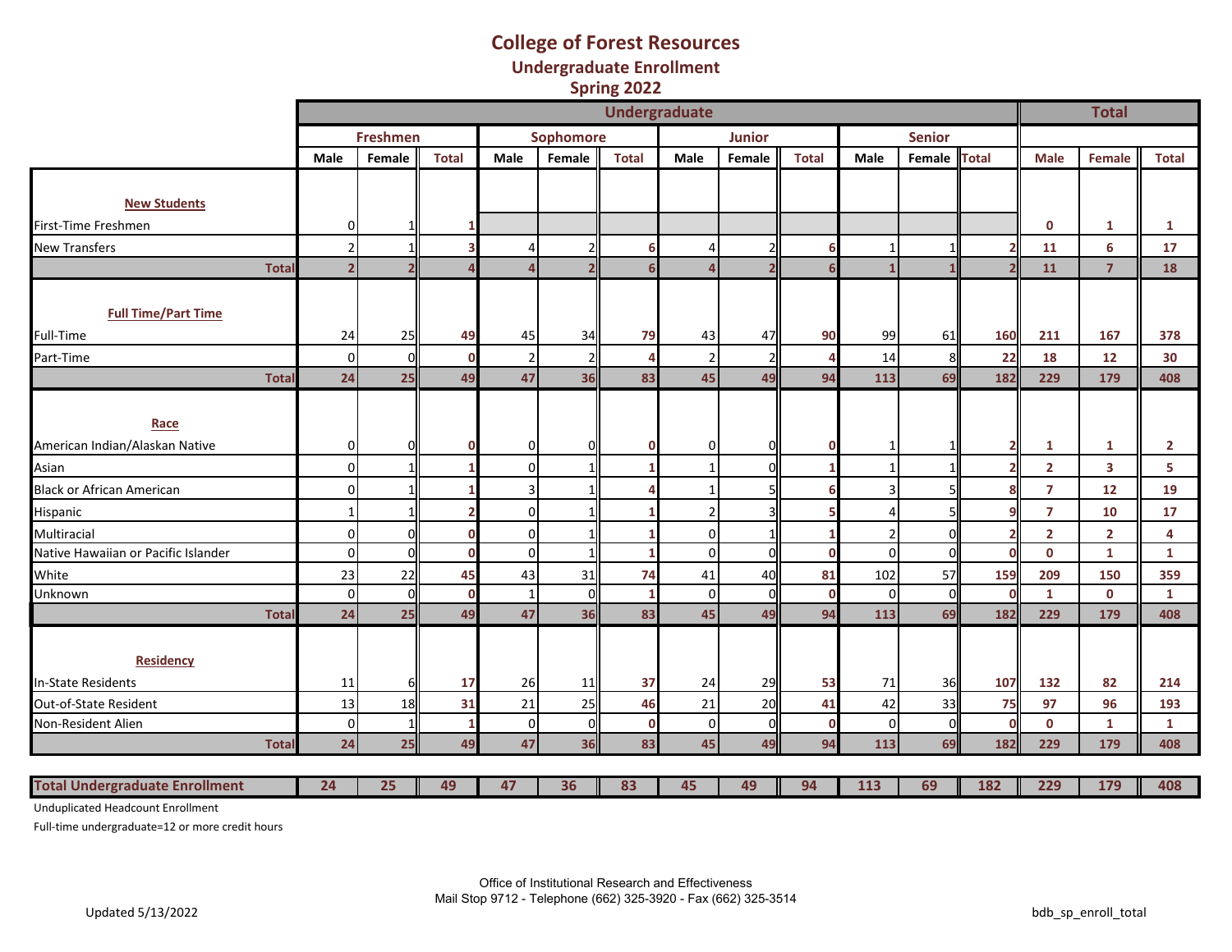# College of Forest Resources
## Undergraduate Enrollment
## Spring 2022

| | Undergraduate | | | | | | | | | | | | Total | | |
|---|---|---|---|---|---|---|---|---|---|---|---|---|---|---|---|
| | Freshmen | | | Sophomore | | | Junior | | | Senior | | | | | |
| | Male | Female | Total | Male | Female | Total | Male | Female | Total | Male | Female | Total | Male | Female | Total |
| **New Students** | | | | | | | | | | | | | | | |
| First-Time Freshmen | 0 | 1 | 1 | | | | | | | | | | 0 | 1 | 1 |
| New Transfers | 2 | 1 | 3 | 4 | 2 | 6 | 4 | 2 | 6 | 1 | 1 | 2 | 11 | 6 | 17 |
| **Total** | 2 | 2 | 4 | 4 | 2 | 6 | 4 | 2 | 6 | 1 | 1 | 2 | 11 | 7 | 18 |
| **Full Time/Part Time** | | | | | | | | | | | | | | | |
| Full-Time | 24 | 25 | 49 | 45 | 34 | 79 | 43 | 47 | 90 | 99 | 61 | 160 | 211 | 167 | 378 |
| Part-Time | 0 | 0 | 0 | 2 | 2 | 4 | 2 | 2 | 4 | 14 | 8 | 22 | 18 | 12 | 30 |
| **Total** | 24 | 25 | 49 | 47 | 36 | 83 | 45 | 49 | 94 | 113 | 69 | 182 | 229 | 179 | 408 |
| **Race** | | | | | | | | | | | | | | | |
| American Indian/Alaskan Native | 0 | 0 | 0 | 0 | 0 | 0 | 0 | 0 | 0 | 1 | 1 | 2 | 1 | 1 | 2 |
| Asian | 0 | 1 | 1 | 0 | 1 | 1 | 1 | 0 | 1 | 1 | 1 | 2 | 2 | 3 | 5 |
| Black or African American | 0 | 1 | 1 | 3 | 1 | 4 | 1 | 5 | 6 | 3 | 5 | 8 | 7 | 12 | 19 |
| Hispanic | 1 | 1 | 2 | 0 | 1 | 1 | 2 | 3 | 5 | 4 | 5 | 9 | 7 | 10 | 17 |
| Multiracial | 0 | 0 | 0 | 0 | 1 | 1 | 0 | 1 | 1 | 2 | 0 | 2 | 2 | 2 | 4 |
| Native Hawaiian or Pacific Islander | 0 | 0 | 0 | 0 | 1 | 1 | 0 | 0 | 0 | 0 | 0 | 0 | 0 | 1 | 1 |
| White | 23 | 22 | 45 | 43 | 31 | 74 | 41 | 40 | 81 | 102 | 57 | 159 | 209 | 150 | 359 |
| Unknown | 0 | 0 | 0 | 1 | 0 | 1 | 0 | 0 | 0 | 0 | 0 | 0 | 1 | 0 | 1 |
| **Total** | 24 | 25 | 49 | 47 | 36 | 83 | 45 | 49 | 94 | 113 | 69 | 182 | 229 | 179 | 408 |
| **Residency** | | | | | | | | | | | | | | | |
| In-State Residents | 11 | 6 | 17 | 26 | 11 | 37 | 24 | 29 | 53 | 71 | 36 | 107 | 132 | 82 | 214 |
| Out-of-State Resident | 13 | 18 | 31 | 21 | 25 | 46 | 21 | 20 | 41 | 42 | 33 | 75 | 97 | 96 | 193 |
| Non-Resident Alien | 0 | 1 | 1 | 0 | 0 | 0 | 0 | 0 | 0 | 0 | 0 | 0 | 0 | 1 | 1 |
| **Total** | 24 | 25 | 49 | 47 | 36 | 83 | 45 | 49 | 94 | 113 | 69 | 182 | 229 | 179 | 408 |
| **Total Undergraduate Enrollment** | 24 | 25 | 49 | 47 | 36 | 83 | 45 | 49 | 94 | 113 | 69 | 182 | 229 | 179 | 408 |

Unduplicated Headcount Enrollment

Full-time undergraduate=12 or more credit hours

Office of Institutional Research and Effectiveness
Mail Stop 9712 - Telephone (662) 325-3920 - Fax (662) 325-3514

Updated 5/13/2022

bdb_sp_enroll_total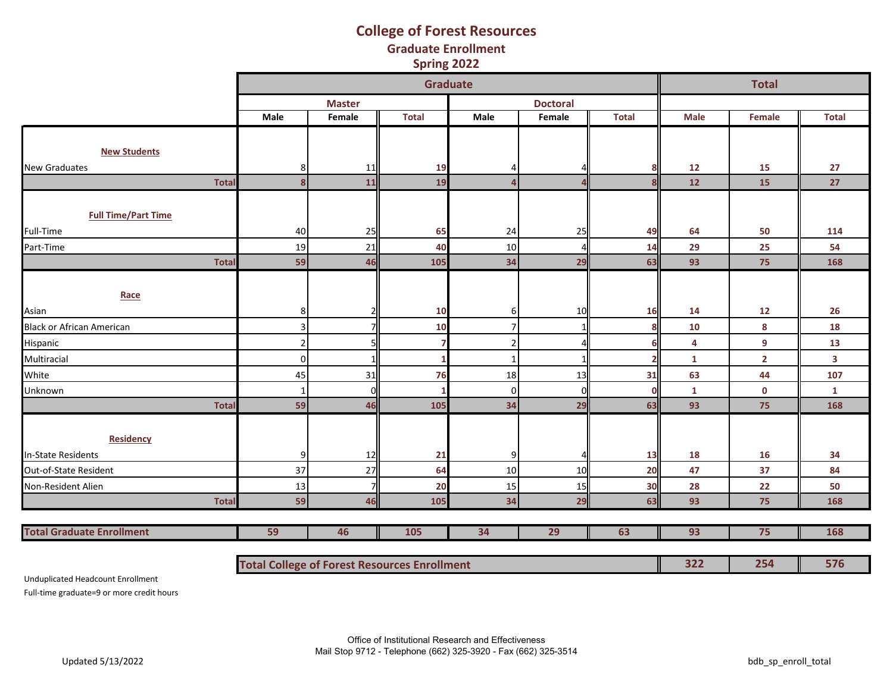# College of Forest Resources

## Graduate Enrollment

## Spring 2022

| | Graduate | | | | | | Total | | |
|---|---|---|---|---|---|---|---|---|---|
| | Master | | | Doctoral | | | | | |
| | Male | Female | Total | Male | Female | Total | Male | Female | Total |
| **New Students** | | | | | | | | | |
| New Graduates | 8 | 11 | 19 | 4 | 4 | 8 | 12 | 15 | 27 |
| **Total** | 8 | 11 | 19 | 4 | 4 | 8 | 12 | 15 | 27 |
| **Full Time/Part Time** | | | | | | | | | |
| Full-Time | 40 | 25 | 65 | 24 | 25 | 49 | 64 | 50 | 114 |
| Part-Time | 19 | 21 | 40 | 10 | 4 | 14 | 29 | 25 | 54 |
| **Total** | 59 | 46 | 105 | 34 | 29 | 63 | 93 | 75 | 168 |
| **Race** | | | | | | | | | |
| Asian | 8 | 2 | 10 | 6 | 10 | 16 | 14 | 12 | 26 |
| Black or African American | 3 | 7 | 10 | 7 | 1 | 8 | 10 | 8 | 18 |
| Hispanic | 2 | 5 | 7 | 2 | 4 | 6 | 4 | 9 | 13 |
| Multiracial | 0 | 1 | 1 | 1 | 1 | 2 | 1 | 2 | 3 |
| White | 45 | 31 | 76 | 18 | 13 | 31 | 63 | 44 | 107 |
| Unknown | 1 | 0 | 1 | 0 | 0 | 0 | 1 | 0 | 1 |
| **Total** | 59 | 46 | 105 | 34 | 29 | 63 | 93 | 75 | 168 |
| **Residency** | | | | | | | | | |
| In-State Residents | 9 | 12 | 21 | 9 | 4 | 13 | 18 | 16 | 34 |
| Out-of-State Resident | 37 | 27 | 64 | 10 | 10 | 20 | 47 | 37 | 84 |
| Non-Resident Alien | 13 | 7 | 20 | 15 | 15 | 30 | 28 | 22 | 50 |
| **Total** | 59 | 46 | 105 | 34 | 29 | 63 | 93 | 75 | 168 |
| **Total Graduate Enrollment** | 59 | 46 | 105 | 34 | 29 | 63 | 93 | 75 | 168 |
| **Total College of Forest Resources Enrollment** | | | | | | | 322 | 254 | 576 |

Unduplicated Headcount Enrollment

Full-time graduate=9 or more credit hours

Office of Institutional Research and Effectiveness
Mail Stop 9712 - Telephone (662) 325-3920 - Fax (662) 325-3514

Updated 5/13/2022

bdb_sp_enroll_total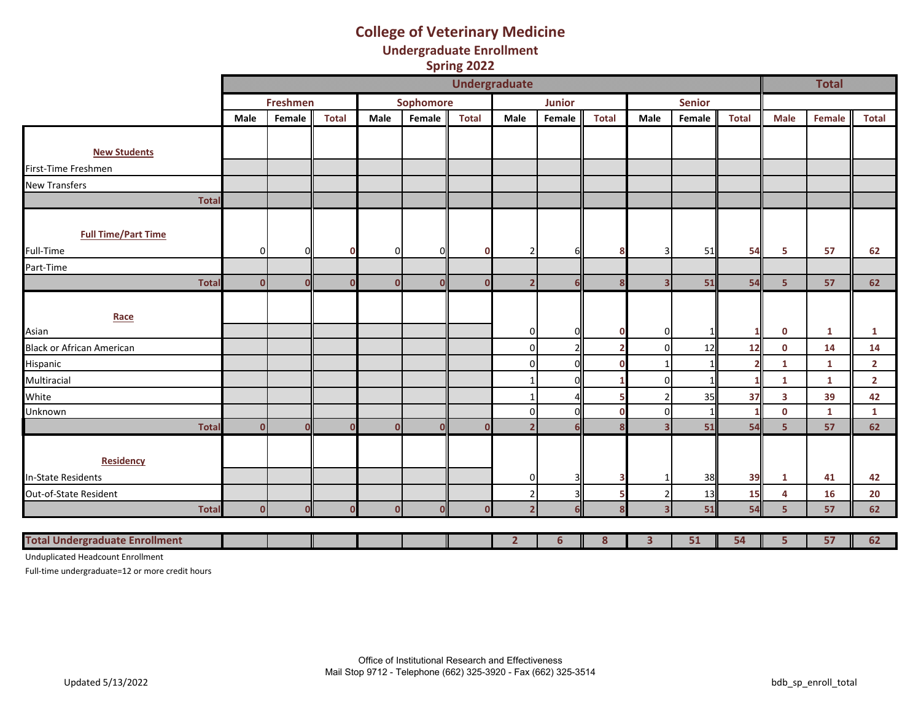# College of Veterinary Medicine

## Undergraduate Enrollment

## Spring 2022

| | Undergraduate | | | | | | | | | | | | Total | | |
|---|---|---|---|---|---|---|---|---|---|---|---|---|---|---|---|
| | Freshmen | | | Sophomore | | | Junior | | | Senior | | | | | |
| | Male | Female | Total | Male | Female | Total | Male | Female | Total | Male | Female | Total | Male | Female | Total |
| **New Students** | | | | | | | | | | | | | | | |
| First-Time Freshmen | | | | | | | | | | | | | | | |
| New Transfers | | | | | | | | | | | | | | | |
| **Total** | | | | | | | | | | | | | | | |
| **Full Time/Part Time** | | | | | | | | | | | | | | | |
| Full-Time | 0 | 0 | 0 | 0 | 0 | 0 | 2 | 6 | 8 | 3 | 51 | 54 | 5 | 57 | 62 |
| Part-Time | | | | | | | | | | | | | | | |
| **Total** | 0 | 0 | 0 | 0 | 0 | 0 | 2 | 6 | 8 | 3 | 51 | 54 | 5 | 57 | 62 |
| **Race** | | | | | | | | | | | | | | | |
| Asian | | | | | | | 0 | 0 | 0 | 0 | 1 | 1 | 0 | 1 | 1 |
| Black or African American | | | | | | | 0 | 2 | 2 | 0 | 12 | 12 | 0 | 14 | 14 |
| Hispanic | | | | | | | 0 | 0 | 0 | 1 | 1 | 2 | 1 | 1 | 2 |
| Multiracial | | | | | | | 1 | 0 | 1 | 0 | 1 | 1 | 1 | 1 | 2 |
| White | | | | | | | 1 | 4 | 5 | 2 | 35 | 37 | 3 | 39 | 42 |
| Unknown | | | | | | | 0 | 0 | 0 | 0 | 1 | 1 | 0 | 1 | 1 |
| **Total** | 0 | 0 | 0 | 0 | 0 | 0 | 2 | 6 | 8 | 3 | 51 | 54 | 5 | 57 | 62 |
| **Residency** | | | | | | | | | | | | | | | |
| In-State Residents | | | | | | | 0 | 3 | 3 | 1 | 38 | 39 | 1 | 41 | 42 |
| Out-of-State Resident | | | | | | | 2 | 3 | 5 | 2 | 13 | 15 | 4 | 16 | 20 |
| **Total** | 0 | 0 | 0 | 0 | 0 | 0 | 2 | 6 | 8 | 3 | 51 | 54 | 5 | 57 | 62 |
| **Total Undergraduate Enrollment** | | | | | | | 2 | 6 | 8 | 3 | 51 | 54 | 5 | 57 | 62 |

Unduplicated Headcount Enrollment

Full-time undergraduate=12 or more credit hours

Office of Institutional Research and Effectiveness
Mail Stop 9712 - Telephone (662) 325-3920 - Fax (662) 325-3514

Updated 5/13/2022

bdb_sp_enroll_total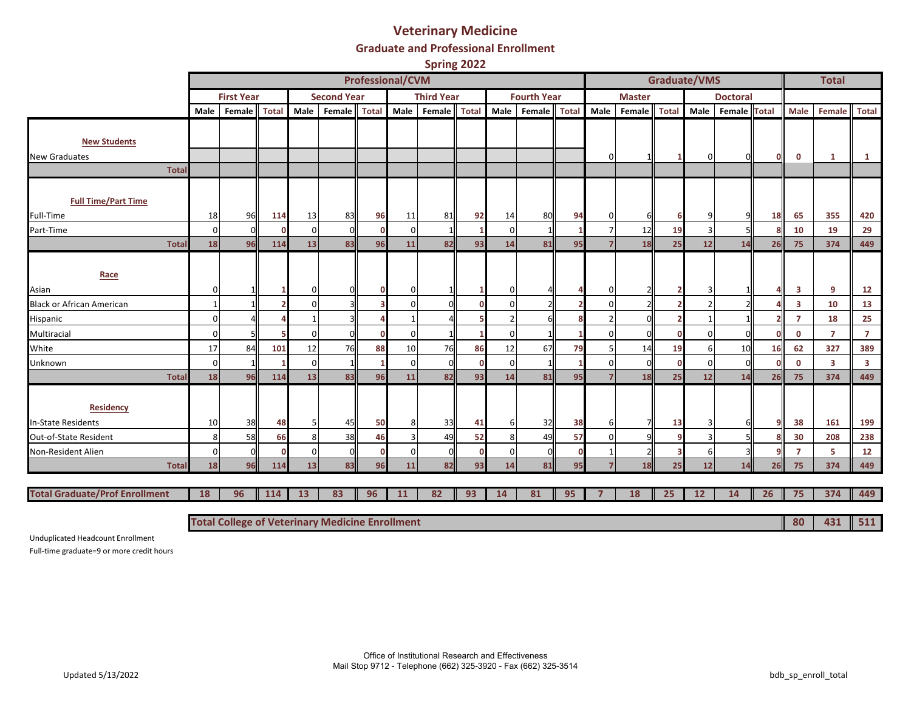# Veterinary Medicine

## Graduate and Professional Enrollment

### Spring 2022

| | Professional/CVM | | | | | | | | | | | | Graduate/VMS | | | | | | Total | | |
|---|---|---|---|---|---|---|---|---|---|---|---|---|---|---|---|---|---|---|---|---|---|
| | First Year | | | Second Year | | | Third Year | | | Fourth Year | | | Master | | | Doctoral | | | | | |
| | Male | Female | Total | Male | Female | Total | Male | Female | Total | Male | Female | Total | Male | Female | Total | Male | Female | Total | Male | Female | Total |
| **New Students** | | | | | | | | | | | | | | | | | | | | | |
| New Graduates | | | | | | | | | | | | | 0 | 1 | 1 | 0 | 0 | 0 | 0 | 1 | 1 |
| **Total** | | | | | | | | | | | | | | | | | | | | | |
| **Full Time/Part Time** | | | | | | | | | | | | | | | | | | | | | |
| Full-Time | 18 | 96 | 114 | 13 | 83 | 96 | 11 | 81 | 92 | 14 | 80 | 94 | 0 | 6 | 6 | 9 | 9 | 18 | 65 | 355 | 420 |
| Part-Time | 0 | 0 | 0 | 0 | 0 | 0 | 0 | 1 | 1 | 0 | 1 | 1 | 7 | 12 | 19 | 3 | 5 | 8 | 10 | 19 | 29 |
| **Total** | 18 | 96 | 114 | 13 | 83 | 96 | 11 | 82 | 93 | 14 | 81 | 95 | 7 | 18 | 25 | 12 | 14 | 26 | 75 | 374 | 449 |
| **Race** | | | | | | | | | | | | | | | | | | | | | |
| Asian | 0 | 1 | 1 | 0 | 0 | 0 | 0 | 1 | 1 | 0 | 4 | 4 | 0 | 2 | 2 | 3 | 1 | 4 | 3 | 9 | 12 |
| Black or African American | 1 | 1 | 2 | 0 | 3 | 3 | 0 | 0 | 0 | 0 | 2 | 2 | 0 | 2 | 2 | 2 | 2 | 4 | 3 | 10 | 13 |
| Hispanic | 0 | 4 | 4 | 1 | 3 | 4 | 1 | 4 | 5 | 2 | 6 | 8 | 2 | 0 | 2 | 1 | 1 | 2 | 7 | 18 | 25 |
| Multiracial | 0 | 5 | 5 | 0 | 0 | 0 | 0 | 1 | 1 | 0 | 1 | 1 | 0 | 0 | 0 | 0 | 0 | 0 | 0 | 7 | 7 |
| White | 17 | 84 | 101 | 12 | 76 | 88 | 10 | 76 | 86 | 12 | 67 | 79 | 5 | 14 | 19 | 6 | 10 | 16 | 62 | 327 | 389 |
| Unknown | 0 | 1 | 1 | 0 | 1 | 1 | 0 | 0 | 0 | 0 | 1 | 1 | 0 | 0 | 0 | 0 | 0 | 0 | 0 | 3 | 3 |
| **Total** | 18 | 96 | 114 | 13 | 83 | 96 | 11 | 82 | 93 | 14 | 81 | 95 | 7 | 18 | 25 | 12 | 14 | 26 | 75 | 374 | 449 |
| **Residency** | | | | | | | | | | | | | | | | | | | | | |
| In-State Residents | 10 | 38 | 48 | 5 | 45 | 50 | 8 | 33 | 41 | 6 | 32 | 38 | 6 | 7 | 13 | 3 | 6 | 9 | 38 | 161 | 199 |
| Out-of-State Resident | 8 | 58 | 66 | 8 | 38 | 46 | 3 | 49 | 52 | 8 | 49 | 57 | 0 | 9 | 9 | 3 | 5 | 8 | 30 | 208 | 238 |
| Non-Resident Alien | 0 | 0 | 0 | 0 | 0 | 0 | 0 | 0 | 0 | 0 | 0 | 0 | 1 | 2 | 3 | 6 | 3 | 9 | 7 | 5 | 12 |
| **Total** | 18 | 96 | 114 | 13 | 83 | 96 | 11 | 82 | 93 | 14 | 81 | 95 | 7 | 18 | 25 | 12 | 14 | 26 | 75 | 374 | 449 |
| **Total Graduate/Prof Enrollment** | 18 | 96 | 114 | 13 | 83 | 96 | 11 | 82 | 93 | 14 | 81 | 95 | 7 | 18 | 25 | 12 | 14 | 26 | 75 | 374 | 449 |

| Total College of Veterinary Medicine Enrollment | Male | Female | Total |
|---|---|---|---|
| | 80 | 431 | 511 |

Unduplicated Headcount Enrollment

Full-time graduate=9 or more credit hours

Office of Institutional Research and Effectiveness
Mail Stop 9712 - Telephone (662) 325-3920 - Fax (662) 325-3514

Updated 5/13/2022

bdb_sp_enroll_total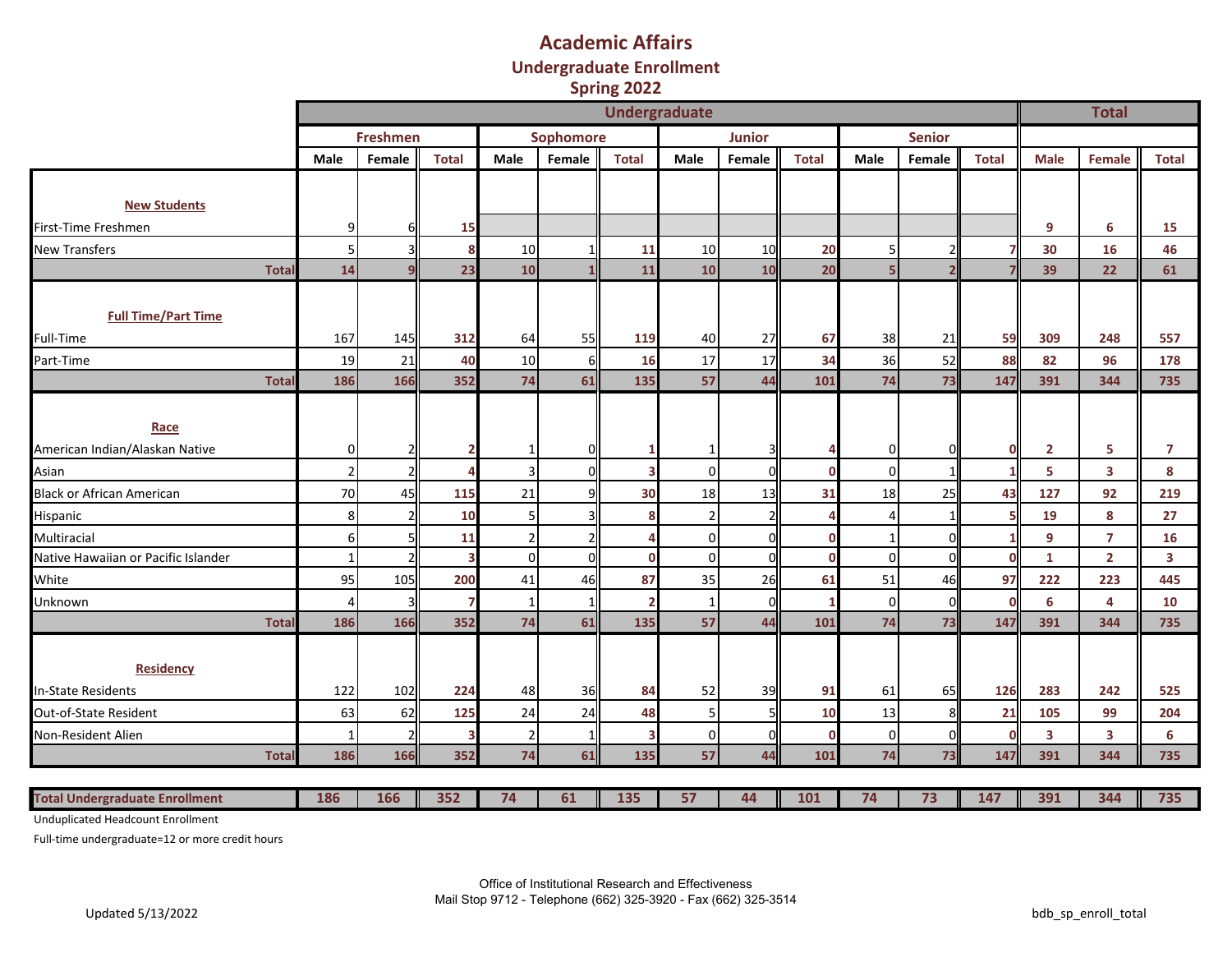# Academic Affairs

## Undergraduate Enrollment

## Spring 2022

| | Undergraduate | | | | | | | | | | | | Total | | |
|---|---|---|---|---|---|---|---|---|---|---|---|---|---|---|---|
| | Freshmen | | | Sophomore | | | Junior | | | Senior | | | | | |
| | Male | Female | Total | Male | Female | Total | Male | Female | Total | Male | Female | Total | Male | Female | Total |
| **New Students** | | | | | | | | | | | | | | | |
| First-Time Freshmen | 9 | 6 | 15 | | | | | | | | | | 9 | 6 | 15 |
| New Transfers | 5 | 3 | 8 | 10 | 1 | 11 | 10 | 10 | 20 | 5 | 2 | 7 | 30 | 16 | 46 |
| **Total** | 14 | 9 | 23 | 10 | 1 | 11 | 10 | 10 | 20 | 5 | 2 | 7 | 39 | 22 | 61 |
| **Full Time/Part Time** | | | | | | | | | | | | | | | |
| Full-Time | 167 | 145 | 312 | 64 | 55 | 119 | 40 | 27 | 67 | 38 | 21 | 59 | 309 | 248 | 557 |
| Part-Time | 19 | 21 | 40 | 10 | 6 | 16 | 17 | 17 | 34 | 36 | 52 | 88 | 82 | 96 | 178 |
| **Total** | 186 | 166 | 352 | 74 | 61 | 135 | 57 | 44 | 101 | 74 | 73 | 147 | 391 | 344 | 735 |
| **Race** | | | | | | | | | | | | | | | |
| American Indian/Alaskan Native | 0 | 2 | 2 | 1 | 0 | 1 | 1 | 3 | 4 | 0 | 0 | 0 | 2 | 5 | 7 |
| Asian | 2 | 2 | 4 | 3 | 0 | 3 | 0 | 0 | 0 | 0 | 1 | 1 | 5 | 3 | 8 |
| Black or African American | 70 | 45 | 115 | 21 | 9 | 30 | 18 | 13 | 31 | 18 | 25 | 43 | 127 | 92 | 219 |
| Hispanic | 8 | 2 | 10 | 5 | 3 | 8 | 2 | 2 | 4 | 4 | 1 | 5 | 19 | 8 | 27 |
| Multiracial | 6 | 5 | 11 | 2 | 2 | 4 | 0 | 0 | 0 | 1 | 0 | 1 | 9 | 7 | 16 |
| Native Hawaiian or Pacific Islander | 1 | 2 | 3 | 0 | 0 | 0 | 0 | 0 | 0 | 0 | 0 | 0 | 1 | 2 | 3 |
| White | 95 | 105 | 200 | 41 | 46 | 87 | 35 | 26 | 61 | 51 | 46 | 97 | 222 | 223 | 445 |
| Unknown | 4 | 3 | 7 | 1 | 1 | 2 | 1 | 0 | 1 | 0 | 0 | 0 | 6 | 4 | 10 |
| **Total** | 186 | 166 | 352 | 74 | 61 | 135 | 57 | 44 | 101 | 74 | 73 | 147 | 391 | 344 | 735 |
| **Residency** | | | | | | | | | | | | | | | |
| In-State Residents | 122 | 102 | 224 | 48 | 36 | 84 | 52 | 39 | 91 | 61 | 65 | 126 | 283 | 242 | 525 |
| Out-of-State Resident | 63 | 62 | 125 | 24 | 24 | 48 | 5 | 5 | 10 | 13 | 8 | 21 | 105 | 99 | 204 |
| Non-Resident Alien | 1 | 2 | 3 | 2 | 1 | 3 | 0 | 0 | 0 | 0 | 0 | 0 | 3 | 3 | 6 |
| **Total** | 186 | 166 | 352 | 74 | 61 | 135 | 57 | 44 | 101 | 74 | 73 | 147 | 391 | 344 | 735 |
| **Total Undergraduate Enrollment** | 186 | 166 | 352 | 74 | 61 | 135 | 57 | 44 | 101 | 74 | 73 | 147 | 391 | 344 | 735 |

Unduplicated Headcount Enrollment

Full-time undergraduate=12 or more credit hours

Office of Institutional Research and Effectiveness
Mail Stop 9712 - Telephone (662) 325-3920 - Fax (662) 325-3514

Updated 5/13/2022

bdb_sp_enroll_total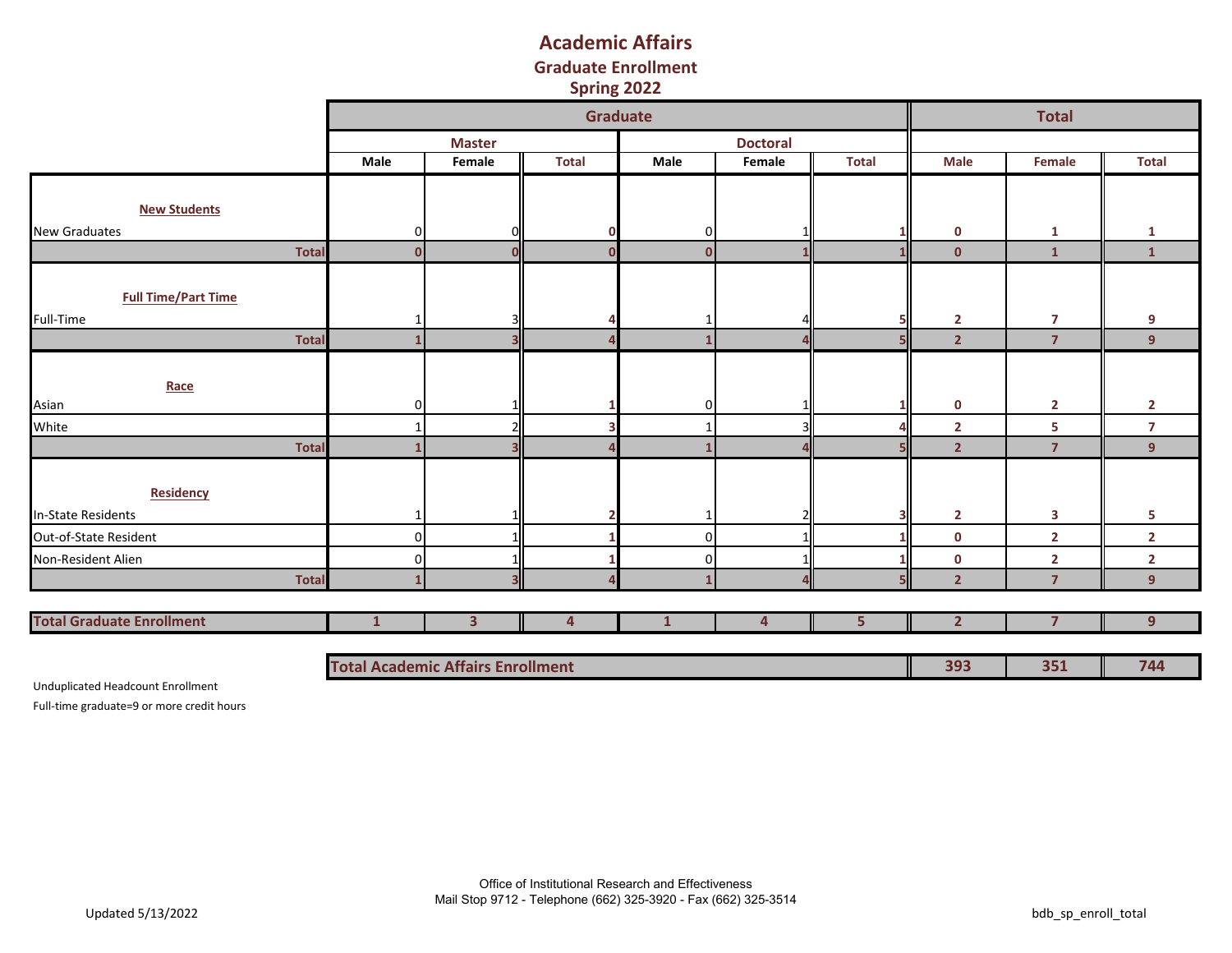# Academic Affairs
## Graduate Enrollment
## Spring 2022

| | Graduate | | | | | | Total | | |
|---|---|---|---|---|---|---|---|---|---|
| | Master | | | Doctoral | | | | | |
| | Male | Female | Total | Male | Female | Total | Male | Female | Total |
| **New Students** | | | | | | | | | |
| New Graduates | 0 | 0 | 0 | 0 | 1 | 1 | 0 | 1 | 1 |
| **Total** | 0 | 0 | 0 | 0 | 1 | 1 | 0 | 1 | 1 |
| **Full Time/Part Time** | | | | | | | | | |
| Full-Time | 1 | 3 | 4 | 1 | 4 | 5 | 2 | 7 | 9 |
| **Total** | 1 | 3 | 4 | 1 | 4 | 5 | 2 | 7 | 9 |
| **Race** | | | | | | | | | |
| Asian | 0 | 1 | 1 | 0 | 1 | 1 | 0 | 2 | 2 |
| White | 1 | 2 | 3 | 1 | 3 | 4 | 2 | 5 | 7 |
| **Total** | 1 | 3 | 4 | 1 | 4 | 5 | 2 | 7 | 9 |
| **Residency** | | | | | | | | | |
| In-State Residents | 1 | 1 | 2 | 1 | 2 | 3 | 2 | 3 | 5 |
| Out-of-State Resident | 0 | 1 | 1 | 0 | 1 | 1 | 0 | 2 | 2 |
| Non-Resident Alien | 0 | 1 | 1 | 0 | 1 | 1 | 0 | 2 | 2 |
| **Total** | 1 | 3 | 4 | 1 | 4 | 5 | 2 | 7 | 9 |
| **Total Graduate Enrollment** | 1 | 3 | 4 | 1 | 4 | 5 | 2 | 7 | 9 |

| Total Academic Affairs Enrollment | Male | Female | Total |
|---|---|---|---|
| | 393 | 351 | 744 |

Unduplicated Headcount Enrollment

Full-time graduate=9 or more credit hours

Office of Institutional Research and Effectiveness
Mail Stop 9712 - Telephone (662) 325-3920 - Fax (662) 325-3514

Updated 5/13/2022

bdb_sp_enroll_total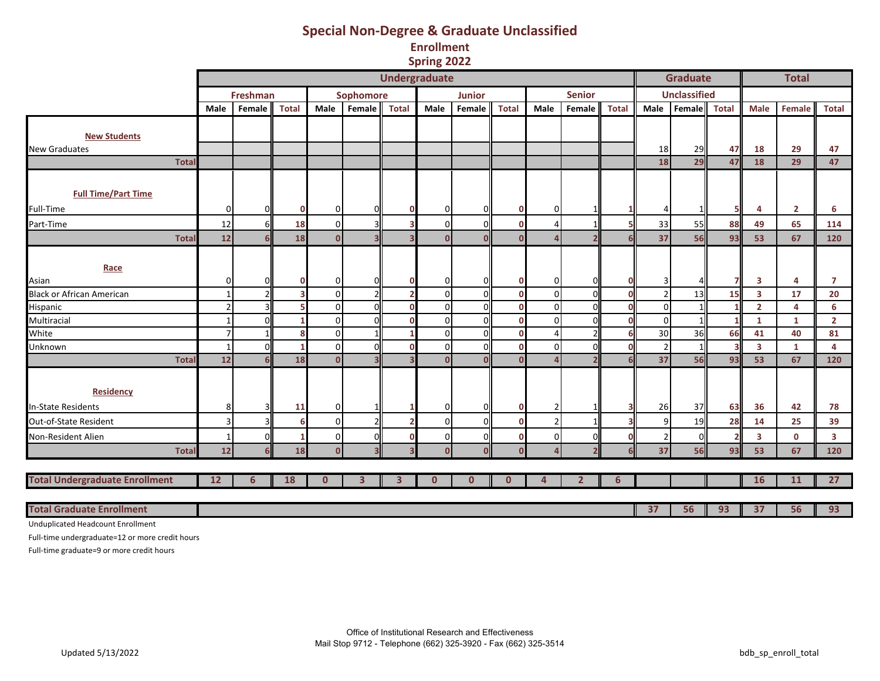# Special Non-Degree & Graduate Unclassified

## Enrollment

## Spring 2022

| | Undergraduate | | | | | | | | | | | | Graduate | | | Total | | |
|---|---|---|---|---|---|---|---|---|---|---|---|---|---|---|---|---|---|---|
| | Freshman | | | Sophomore | | | Junior | | | Senior | | | Unclassified | | | | | |
| | Male | Female | Total | Male | Female | Total | Male | Female | Total | Male | Female | Total | Male | Female | Total | Male | Female | Total |
| **New Students** | | | | | | | | | | | | | | | | | | |
| New Graduates | | | | | | | | | | | | | 18 | 29 | 47 | 18 | 29 | 47 |
| **Total** | | | | | | | | | | | | | 18 | 29 | 47 | 18 | 29 | 47 |
| **Full Time/Part Time** | | | | | | | | | | | | | | | | | | |
| Full-Time | 0 | 0 | 0 | 0 | 0 | 0 | 0 | 0 | 0 | 0 | 1 | 1 | 4 | 1 | 5 | 4 | 2 | 6 |
| Part-Time | 12 | 6 | 18 | 0 | 3 | 3 | 0 | 0 | 0 | 4 | 1 | 5 | 33 | 55 | 88 | 49 | 65 | 114 |
| **Total** | 12 | 6 | 18 | 0 | 3 | 3 | 0 | 0 | 0 | 4 | 2 | 6 | 37 | 56 | 93 | 53 | 67 | 120 |
| **Race** | | | | | | | | | | | | | | | | | | |
| Asian | 0 | 0 | 0 | 0 | 0 | 0 | 0 | 0 | 0 | 0 | 0 | 0 | 3 | 4 | 7 | 3 | 4 | 7 |
| Black or African American | 1 | 2 | 3 | 0 | 2 | 2 | 0 | 0 | 0 | 0 | 0 | 0 | 2 | 13 | 15 | 3 | 17 | 20 |
| Hispanic | 2 | 3 | 5 | 0 | 0 | 0 | 0 | 0 | 0 | 0 | 0 | 0 | 0 | 1 | 1 | 2 | 4 | 6 |
| Multiracial | 1 | 0 | 1 | 0 | 0 | 0 | 0 | 0 | 0 | 0 | 0 | 0 | 0 | 1 | 1 | 1 | 1 | 2 |
| White | 7 | 1 | 8 | 0 | 1 | 1 | 0 | 0 | 0 | 4 | 2 | 6 | 30 | 36 | 66 | 41 | 40 | 81 |
| Unknown | 1 | 0 | 1 | 0 | 0 | 0 | 0 | 0 | 0 | 0 | 0 | 0 | 2 | 1 | 3 | 3 | 1 | 4 |
| **Total** | 12 | 6 | 18 | 0 | 3 | 3 | 0 | 0 | 0 | 4 | 2 | 6 | 37 | 56 | 93 | 53 | 67 | 120 |
| **Residency** | | | | | | | | | | | | | | | | | | |
| In-State Residents | 8 | 3 | 11 | 0 | 1 | 1 | 0 | 0 | 0 | 2 | 1 | 3 | 26 | 37 | 63 | 36 | 42 | 78 |
| Out-of-State Resident | 3 | 3 | 6 | 0 | 2 | 2 | 0 | 0 | 0 | 2 | 1 | 3 | 9 | 19 | 28 | 14 | 25 | 39 |
| Non-Resident Alien | 1 | 0 | 1 | 0 | 0 | 0 | 0 | 0 | 0 | 0 | 0 | 0 | 2 | 0 | 2 | 3 | 0 | 3 |
| **Total** | 12 | 6 | 18 | 0 | 3 | 3 | 0 | 0 | 0 | 4 | 2 | 6 | 37 | 56 | 93 | 53 | 67 | 120 |
| **Total Undergraduate Enrollment** | 12 | 6 | 18 | 0 | 3 | 3 | 0 | 0 | 0 | 4 | 2 | 6 | | | | 16 | 11 | 27 |
| **Total Graduate Enrollment** | | | | | | | | | | | | | 37 | 56 | 93 | 37 | 56 | 93 |

Unduplicated Headcount Enrollment

Full-time undergraduate=12 or more credit hours

Full-time graduate=9 or more credit hours

Office of Institutional Research and Effectiveness
Mail Stop 9712 - Telephone (662) 325-3920 - Fax (662) 325-3514

Updated 5/13/2022

bdb_sp_enroll_total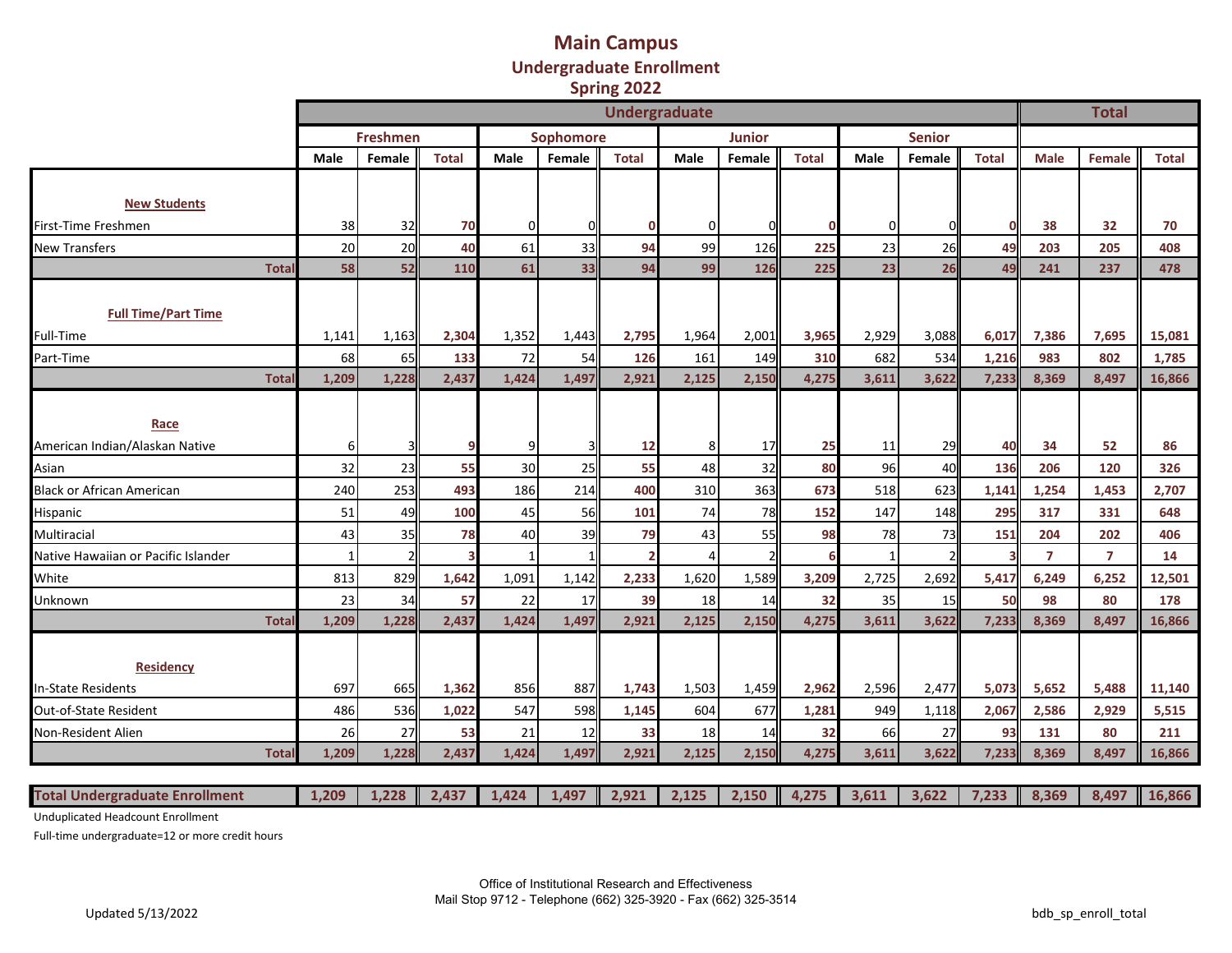# Main Campus
## Undergraduate Enrollment
## Spring 2022

| | Undergraduate | | | | | | | | | | | | Total | | |
|---|---|---|---|---|---|---|---|---|---|---|---|---|---|---|---|
| | Freshmen | | | Sophomore | | | Junior | | | Senior | | | | | |
| | Male | Female | Total | Male | Female | Total | Male | Female | Total | Male | Female | Total | Male | Female | Total |
| **New Students** | | | | | | | | | | | | | | | |
| First-Time Freshmen | 38 | 32 | **70** | 0 | 0 | **0** | 0 | 0 | **0** | 0 | 0 | **0** | **38** | **32** | **70** |
| New Transfers | 20 | 20 | **40** | 61 | 33 | **94** | 99 | 126 | **225** | 23 | 26 | **49** | **203** | **205** | **408** |
| **Total** | **58** | **52** | **110** | **61** | **33** | **94** | **99** | **126** | **225** | **23** | **26** | **49** | **241** | **237** | **478** |
| **Full Time/Part Time** | | | | | | | | | | | | | | | |
| Full-Time | 1,141 | 1,163 | **2,304** | 1,352 | 1,443 | **2,795** | 1,964 | 2,001 | **3,965** | 2,929 | 3,088 | **6,017** | **7,386** | **7,695** | **15,081** |
| Part-Time | 68 | 65 | **133** | 72 | 54 | **126** | 161 | 149 | **310** | 682 | 534 | **1,216** | **983** | **802** | **1,785** |
| **Total** | **1,209** | **1,228** | **2,437** | **1,424** | **1,497** | **2,921** | **2,125** | **2,150** | **4,275** | **3,611** | **3,622** | **7,233** | **8,369** | **8,497** | **16,866** |
| **Race** | | | | | | | | | | | | | | | |
| American Indian/Alaskan Native | 6 | 3 | **9** | 9 | 3 | **12** | 8 | 17 | **25** | 11 | 29 | **40** | **34** | **52** | **86** |
| Asian | 32 | 23 | **55** | 30 | 25 | **55** | 48 | 32 | **80** | 96 | 40 | **136** | **206** | **120** | **326** |
| Black or African American | 240 | 253 | **493** | 186 | 214 | **400** | 310 | 363 | **673** | 518 | 623 | **1,141** | **1,254** | **1,453** | **2,707** |
| Hispanic | 51 | 49 | **100** | 45 | 56 | **101** | 74 | 78 | **152** | 147 | 148 | **295** | **317** | **331** | **648** |
| Multiracial | 43 | 35 | **78** | 40 | 39 | **79** | 43 | 55 | **98** | 78 | 73 | **151** | **204** | **202** | **406** |
| Native Hawaiian or Pacific Islander | 1 | 2 | **3** | 1 | 1 | **2** | 4 | 2 | **6** | 1 | 2 | **3** | **7** | **7** | **14** |
| White | 813 | 829 | **1,642** | 1,091 | 1,142 | **2,233** | 1,620 | 1,589 | **3,209** | 2,725 | 2,692 | **5,417** | **6,249** | **6,252** | **12,501** |
| Unknown | 23 | 34 | **57** | 22 | 17 | **39** | 18 | 14 | **32** | 35 | 15 | **50** | **98** | **80** | **178** |
| **Total** | **1,209** | **1,228** | **2,437** | **1,424** | **1,497** | **2,921** | **2,125** | **2,150** | **4,275** | **3,611** | **3,622** | **7,233** | **8,369** | **8,497** | **16,866** |
| **Residency** | | | | | | | | | | | | | | | |
| In-State Residents | 697 | 665 | **1,362** | 856 | 887 | **1,743** | 1,503 | 1,459 | **2,962** | 2,596 | 2,477 | **5,073** | **5,652** | **5,488** | **11,140** |
| Out-of-State Resident | 486 | 536 | **1,022** | 547 | 598 | **1,145** | 604 | 677 | **1,281** | 949 | 1,118 | **2,067** | **2,586** | **2,929** | **5,515** |
| Non-Resident Alien | 26 | 27 | **53** | 21 | 12 | **33** | 18 | 14 | **32** | 66 | 27 | **93** | **131** | **80** | **211** |
| **Total** | **1,209** | **1,228** | **2,437** | **1,424** | **1,497** | **2,921** | **2,125** | **2,150** | **4,275** | **3,611** | **3,622** | **7,233** | **8,369** | **8,497** | **16,866** |
| **Total Undergraduate Enrollment** | **1,209** | **1,228** | **2,437** | **1,424** | **1,497** | **2,921** | **2,125** | **2,150** | **4,275** | **3,611** | **3,622** | **7,233** | **8,369** | **8,497** | **16,866** |

Unduplicated Headcount Enrollment

Full-time undergraduate=12 or more credit hours

Office of Institutional Research and Effectiveness
Mail Stop 9712 - Telephone (662) 325-3920 - Fax (662) 325-3514

Updated 5/13/2022

bdb_sp_enroll_total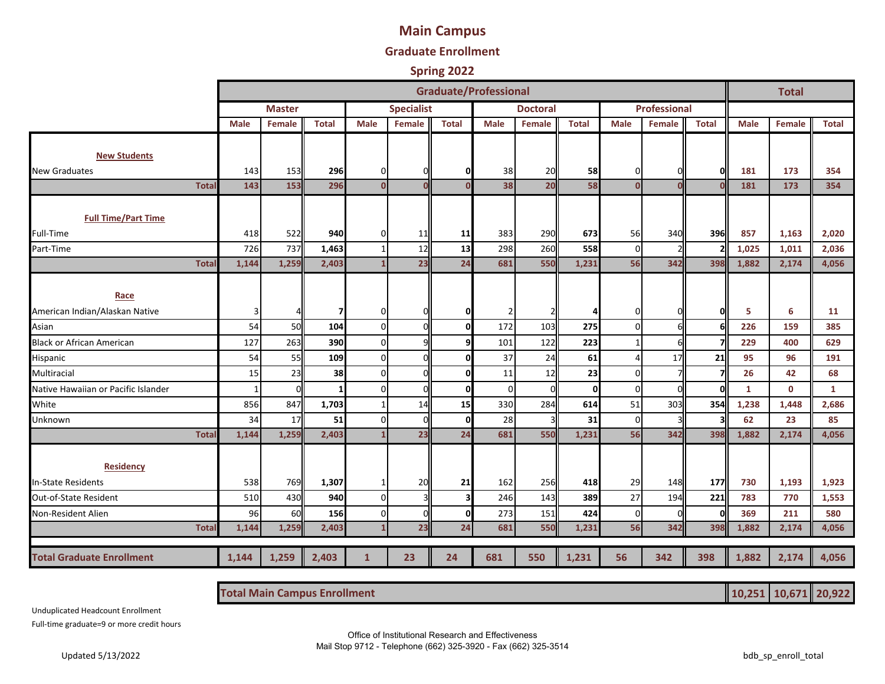# Main Campus

## Graduate Enrollment

### Spring 2022

| | Graduate/Professional | | | | | | | | | | | | Total | | |
|---|---|---|---|---|---|---|---|---|---|---|---|---|---|---|---|
| | Master | | | Specialist | | | Doctoral | | | Professional | | | | | |
| | Male | Female | Total | Male | Female | Total | Male | Female | Total | Male | Female | Total | Male | Female | Total |
| **New Students** | | | | | | | | | | | | | | | |
| New Graduates | 143 | 153 | **296** | 0 | 0 | **0** | 38 | 20 | **58** | 0 | 0 | **0** | **181** | **173** | **354** |
| **Total** | 143 | 153 | 296 | 0 | 0 | 0 | 38 | 20 | 58 | 0 | 0 | 0 | 181 | 173 | 354 |
| **Full Time/Part Time** | | | | | | | | | | | | | | | |
| Full-Time | 418 | 522 | **940** | 0 | 11 | **11** | 383 | 290 | **673** | 56 | 340 | **396** | **857** | **1,163** | **2,020** |
| Part-Time | 726 | 737 | **1,463** | 1 | 12 | **13** | 298 | 260 | **558** | 0 | 2 | **2** | **1,025** | **1,011** | **2,036** |
| **Total** | 1,144 | 1,259 | 2,403 | 1 | 23 | 24 | 681 | 550 | 1,231 | 56 | 342 | 398 | 1,882 | 2,174 | 4,056 |
| **Race** | | | | | | | | | | | | | | | |
| American Indian/Alaskan Native | 3 | 4 | **7** | 0 | 0 | **0** | 2 | 2 | **4** | 0 | 0 | **0** | **5** | **6** | **11** |
| Asian | 54 | 50 | **104** | 0 | 0 | **0** | 172 | 103 | **275** | 0 | 6 | **6** | **226** | **159** | **385** |
| Black or African American | 127 | 263 | **390** | 0 | 9 | **9** | 101 | 122 | **223** | 1 | 6 | **7** | **229** | **400** | **629** |
| Hispanic | 54 | 55 | **109** | 0 | 0 | **0** | 37 | 24 | **61** | 4 | 17 | **21** | **95** | **96** | **191** |
| Multiracial | 15 | 23 | **38** | 0 | 0 | **0** | 11 | 12 | **23** | 0 | 7 | **7** | **26** | **42** | **68** |
| Native Hawaiian or Pacific Islander | 1 | 0 | **1** | 0 | 0 | **0** | 0 | 0 | **0** | 0 | 0 | **0** | **1** | **0** | **1** |
| White | 856 | 847 | **1,703** | 1 | 14 | **15** | 330 | 284 | **614** | 51 | 303 | **354** | **1,238** | **1,448** | **2,686** |
| Unknown | 34 | 17 | **51** | 0 | 0 | **0** | 28 | 3 | **31** | 0 | 3 | **3** | **62** | **23** | **85** |
| **Total** | 1,144 | 1,259 | 2,403 | 1 | 23 | 24 | 681 | 550 | 1,231 | 56 | 342 | 398 | 1,882 | 2,174 | 4,056 |
| **Residency** | | | | | | | | | | | | | | | |
| In-State Residents | 538 | 769 | **1,307** | 1 | 20 | **21** | 162 | 256 | **418** | 29 | 148 | **177** | **730** | **1,193** | **1,923** |
| Out-of-State Resident | 510 | 430 | **940** | 0 | 3 | **3** | 246 | 143 | **389** | 27 | 194 | **221** | **783** | **770** | **1,553** |
| Non-Resident Alien | 96 | 60 | **156** | 0 | 0 | **0** | 273 | 151 | **424** | 0 | 0 | **0** | **369** | **211** | **580** |
| **Total** | 1,144 | 1,259 | 2,403 | 1 | 23 | 24 | 681 | 550 | 1,231 | 56 | 342 | 398 | 1,882 | 2,174 | 4,056 |
| **Total Graduate Enrollment** | **1,144** | **1,259** | **2,403** | **1** | **23** | **24** | **681** | **550** | **1,231** | **56** | **342** | **398** | **1,882** | **2,174** | **4,056** |
| **Total Main Campus Enrollment** | | | | | | | | | | | | | **10,251** | **10,671** | **20,922** |

Unduplicated Headcount Enrollment

Full-time graduate=9 or more credit hours

Office of Institutional Research and Effectiveness
Mail Stop 9712 - Telephone (662) 325-3920 - Fax (662) 325-3514

Updated 5/13/2022

bdb_sp_enroll_total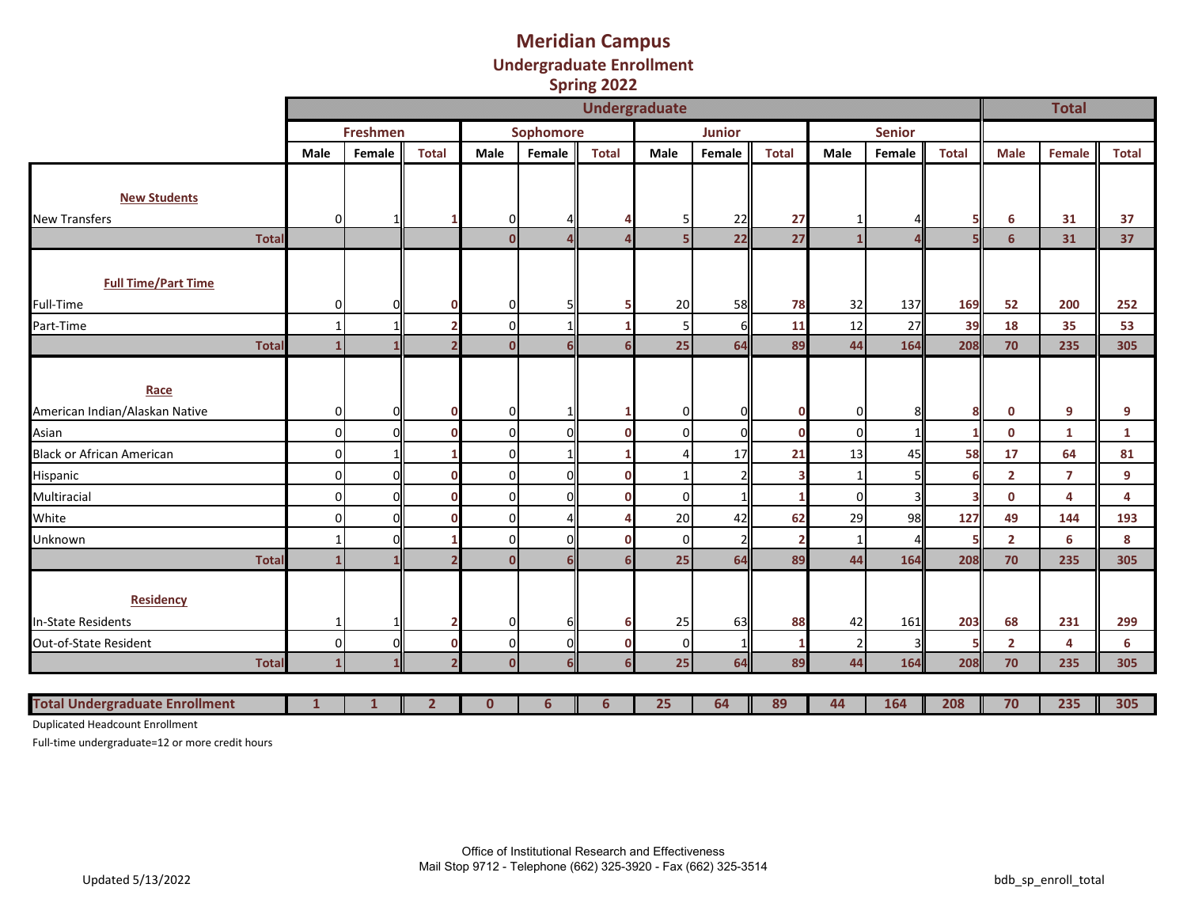# Meridian Campus

## Undergraduate Enrollment

## Spring 2022

| | Undergraduate | | | | | | | | | | | | Total | | |
|---|---|---|---|---|---|---|---|---|---|---|---|---|---|---|---|
| | Freshmen | | | Sophomore | | | Junior | | | Senior | | | | | |
| | Male | Female | Total | Male | Female | Total | Male | Female | Total | Male | Female | Total | Male | Female | Total |
| **New Students** | | | | | | | | | | | | | | | |
| New Transfers | 0 | 1 | 1 | 0 | 4 | 4 | 5 | 22 | 27 | 1 | 4 | 5 | 6 | 31 | 37 |
| **Total** | | | | 0 | 4 | 4 | 5 | 22 | 27 | 1 | 4 | 5 | 6 | 31 | 37 |
| **Full Time/Part Time** | | | | | | | | | | | | | | | |
| Full-Time | 0 | 0 | 0 | 0 | 5 | 5 | 20 | 58 | 78 | 32 | 137 | 169 | 52 | 200 | 252 |
| Part-Time | 1 | 1 | 2 | 0 | 1 | 1 | 5 | 6 | 11 | 12 | 27 | 39 | 18 | 35 | 53 |
| **Total** | 1 | 1 | 2 | 0 | 6 | 6 | 25 | 64 | 89 | 44 | 164 | 208 | 70 | 235 | 305 |
| **Race** | | | | | | | | | | | | | | | |
| American Indian/Alaskan Native | 0 | 0 | 0 | 0 | 1 | 1 | 0 | 0 | 0 | 0 | 8 | 8 | 0 | 9 | 9 |
| Asian | 0 | 0 | 0 | 0 | 0 | 0 | 0 | 0 | 0 | 0 | 1 | 1 | 0 | 1 | 1 |
| Black or African American | 0 | 1 | 1 | 0 | 1 | 1 | 4 | 17 | 21 | 13 | 45 | 58 | 17 | 64 | 81 |
| Hispanic | 0 | 0 | 0 | 0 | 0 | 0 | 1 | 2 | 3 | 1 | 5 | 6 | 2 | 7 | 9 |
| Multiracial | 0 | 0 | 0 | 0 | 0 | 0 | 0 | 1 | 1 | 0 | 3 | 3 | 0 | 4 | 4 |
| White | 0 | 0 | 0 | 0 | 4 | 4 | 20 | 42 | 62 | 29 | 98 | 127 | 49 | 144 | 193 |
| Unknown | 1 | 0 | 1 | 0 | 0 | 0 | 0 | 2 | 2 | 1 | 4 | 5 | 2 | 6 | 8 |
| **Total** | 1 | 1 | 2 | 0 | 6 | 6 | 25 | 64 | 89 | 44 | 164 | 208 | 70 | 235 | 305 |
| **Residency** | | | | | | | | | | | | | | | |
| In-State Residents | 1 | 1 | 2 | 0 | 6 | 6 | 25 | 63 | 88 | 42 | 161 | 203 | 68 | 231 | 299 |
| Out-of-State Resident | 0 | 0 | 0 | 0 | 0 | 0 | 0 | 1 | 1 | 2 | 3 | 5 | 2 | 4 | 6 |
| **Total** | 1 | 1 | 2 | 0 | 6 | 6 | 25 | 64 | 89 | 44 | 164 | 208 | 70 | 235 | 305 |
| **Total Undergraduate Enrollment** | 1 | 1 | 2 | 0 | 6 | 6 | 25 | 64 | 89 | 44 | 164 | 208 | 70 | 235 | 305 |

Duplicated Headcount Enrollment

Full-time undergraduate=12 or more credit hours

Office of Institutional Research and Effectiveness
Mail Stop 9712 - Telephone (662) 325-3920 - Fax (662) 325-3514

Updated 5/13/2022

bdb_sp_enroll_total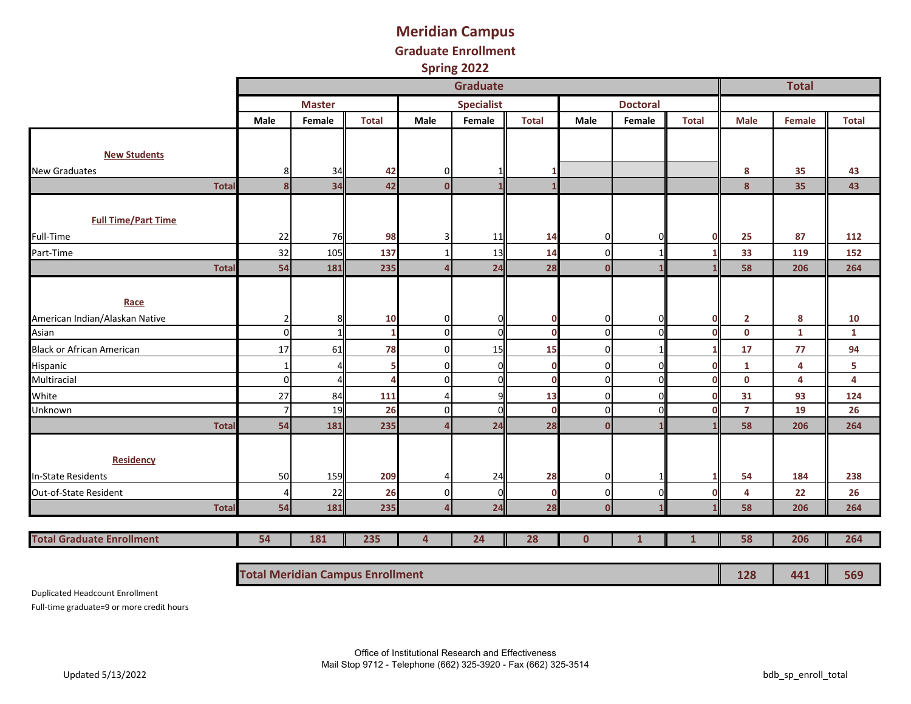# Meridian Campus

## Graduate Enrollment

## Spring 2022

| | Graduate | | | | | | | | | Total | | |
|---|---|---|---|---|---|---|---|---|---|---|---|---|
| | Master | | | Specialist | | | Doctoral | | | | | |
| | Male | Female | Total | Male | Female | Total | Male | Female | Total | Male | Female | Total |
| **New Students** | | | | | | | | | | | | |
| New Graduates | 8 | 34 | 42 | 0 | 1 | 1 | | | | 8 | 35 | 43 |
| **Total** | 8 | 34 | 42 | 0 | 1 | 1 | | | | 8 | 35 | 43 |
| **Full Time/Part Time** | | | | | | | | | | | | |
| Full-Time | 22 | 76 | 98 | 3 | 11 | 14 | 0 | 0 | 0 | 25 | 87 | 112 |
| Part-Time | 32 | 105 | 137 | 1 | 13 | 14 | 0 | 1 | 1 | 33 | 119 | 152 |
| **Total** | 54 | 181 | 235 | 4 | 24 | 28 | 0 | 1 | 1 | 58 | 206 | 264 |
| **Race** | | | | | | | | | | | | |
| American Indian/Alaskan Native | 2 | 8 | 10 | 0 | 0 | 0 | 0 | 0 | 0 | 2 | 8 | 10 |
| Asian | 0 | 1 | 1 | 0 | 0 | 0 | 0 | 0 | 0 | 0 | 1 | 1 |
| Black or African American | 17 | 61 | 78 | 0 | 15 | 15 | 0 | 1 | 1 | 17 | 77 | 94 |
| Hispanic | 1 | 4 | 5 | 0 | 0 | 0 | 0 | 0 | 0 | 1 | 4 | 5 |
| Multiracial | 0 | 4 | 4 | 0 | 0 | 0 | 0 | 0 | 0 | 0 | 4 | 4 |
| White | 27 | 84 | 111 | 4 | 9 | 13 | 0 | 0 | 0 | 31 | 93 | 124 |
| Unknown | 7 | 19 | 26 | 0 | 0 | 0 | 0 | 0 | 0 | 7 | 19 | 26 |
| **Total** | 54 | 181 | 235 | 4 | 24 | 28 | 0 | 1 | 1 | 58 | 206 | 264 |
| **Residency** | | | | | | | | | | | | |
| In-State Residents | 50 | 159 | 209 | 4 | 24 | 28 | 0 | 1 | 1 | 54 | 184 | 238 |
| Out-of-State Resident | 4 | 22 | 26 | 0 | 0 | 0 | 0 | 0 | 0 | 4 | 22 | 26 |
| **Total** | 54 | 181 | 235 | 4 | 24 | 28 | 0 | 1 | 1 | 58 | 206 | 264 |
| **Total Graduate Enrollment** | 54 | 181 | 235 | 4 | 24 | 28 | 0 | 1 | 1 | 58 | 206 | 264 |

| **Total Meridian Campus Enrollment** | 128 | 441 | 569 |
|---|---|---|---|

Duplicated Headcount Enrollment

Full-time graduate=9 or more credit hours

Office of Institutional Research and Effectiveness
Mail Stop 9712 - Telephone (662) 325-3920 - Fax (662) 325-3514

Updated 5/13/2022

bdb_sp_enroll_total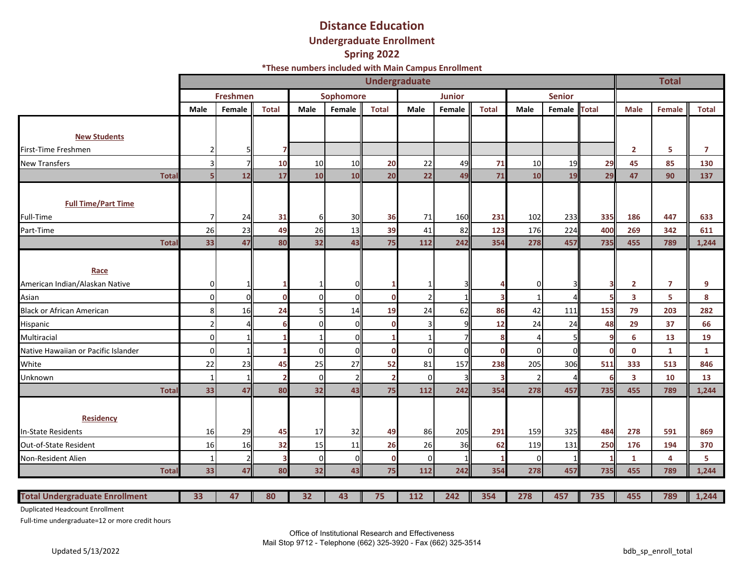# Distance Education
## Undergraduate Enrollment
## Spring 2022

**\*These numbers included with Main Campus Enrollment**

| | Undergraduate | | | | | | | | | | | | Total | | |
|---|---|---|---|---|---|---|---|---|---|---|---|---|---|---|---|
| | Freshmen | | | Sophomore | | | Junior | | | Senior | | | | | |
| | Male | Female | Total | Male | Female | Total | Male | Female | Total | Male | Female | Total | Male | Female | Total |
| **New Students** | | | | | | | | | | | | | | | |
| First-Time Freshmen | 2 | 5 | 7 | | | | | | | | | | 2 | 5 | 7 |
| New Transfers | 3 | 7 | 10 | 10 | 10 | 20 | 22 | 49 | 71 | 10 | 19 | 29 | 45 | 85 | 130 |
| **Total** | 5 | 12 | 17 | 10 | 10 | 20 | 22 | 49 | 71 | 10 | 19 | 29 | 47 | 90 | 137 |
| **Full Time/Part Time** | | | | | | | | | | | | | | | |
| Full-Time | 7 | 24 | 31 | 6 | 30 | 36 | 71 | 160 | 231 | 102 | 233 | 335 | 186 | 447 | 633 |
| Part-Time | 26 | 23 | 49 | 26 | 13 | 39 | 41 | 82 | 123 | 176 | 224 | 400 | 269 | 342 | 611 |
| **Total** | 33 | 47 | 80 | 32 | 43 | 75 | 112 | 242 | 354 | 278 | 457 | 735 | 455 | 789 | 1,244 |
| **Race** | | | | | | | | | | | | | | | |
| American Indian/Alaskan Native | 0 | 1 | 1 | 1 | 0 | 1 | 1 | 3 | 4 | 0 | 3 | 3 | 2 | 7 | 9 |
| Asian | 0 | 0 | 0 | 0 | 0 | 0 | 2 | 1 | 3 | 1 | 4 | 5 | 3 | 5 | 8 |
| Black or African American | 8 | 16 | 24 | 5 | 14 | 19 | 24 | 62 | 86 | 42 | 111 | 153 | 79 | 203 | 282 |
| Hispanic | 2 | 4 | 6 | 0 | 0 | 0 | 3 | 9 | 12 | 24 | 24 | 48 | 29 | 37 | 66 |
| Multiracial | 0 | 1 | 1 | 1 | 0 | 1 | 1 | 7 | 8 | 4 | 5 | 9 | 6 | 13 | 19 |
| Native Hawaiian or Pacific Islander | 0 | 1 | 1 | 0 | 0 | 0 | 0 | 0 | 0 | 0 | 0 | 0 | 0 | 1 | 1 |
| White | 22 | 23 | 45 | 25 | 27 | 52 | 81 | 157 | 238 | 205 | 306 | 511 | 333 | 513 | 846 |
| Unknown | 1 | 1 | 2 | 0 | 2 | 2 | 0 | 3 | 3 | 2 | 4 | 6 | 3 | 10 | 13 |
| **Total** | 33 | 47 | 80 | 32 | 43 | 75 | 112 | 242 | 354 | 278 | 457 | 735 | 455 | 789 | 1,244 |
| **Residency** | | | | | | | | | | | | | | | |
| In-State Residents | 16 | 29 | 45 | 17 | 32 | 49 | 86 | 205 | 291 | 159 | 325 | 484 | 278 | 591 | 869 |
| Out-of-State Resident | 16 | 16 | 32 | 15 | 11 | 26 | 26 | 36 | 62 | 119 | 131 | 250 | 176 | 194 | 370 |
| Non-Resident Alien | 1 | 2 | 3 | 0 | 0 | 0 | 0 | 1 | 1 | 0 | 1 | 1 | 1 | 4 | 5 |
| **Total** | 33 | 47 | 80 | 32 | 43 | 75 | 112 | 242 | 354 | 278 | 457 | 735 | 455 | 789 | 1,244 |
| **Total Undergraduate Enrollment** | 33 | 47 | 80 | 32 | 43 | 75 | 112 | 242 | 354 | 278 | 457 | 735 | 455 | 789 | 1,244 |

Duplicated Headcount Enrollment

Full-time undergraduate=12 or more credit hours

Office of Institutional Research and Effectiveness
Mail Stop 9712 - Telephone (662) 325-3920 - Fax (662) 325-3514

Updated 5/13/2022

bdb_sp_enroll_total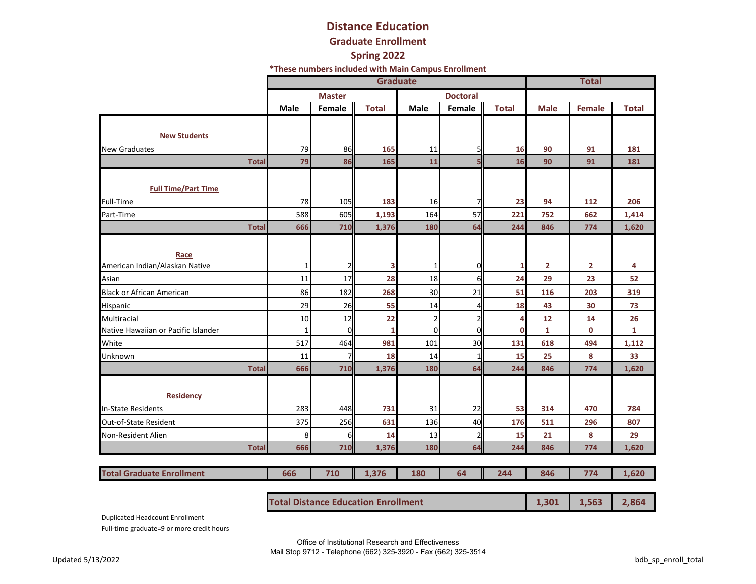# Distance Education

## Graduate Enrollment

## Spring 2022

**\*These numbers included with Main Campus Enrollment**

| | Graduate | | | | | | Total | | |
|---|---|---|---|---|---|---|---|---|---|
| | Master | | | Doctoral | | | | | |
| | Male | Female | Total | Male | Female | Total | Male | Female | Total |
| **New Students** | | | | | | | | | |
| New Graduates | 79 | 86 | 165 | 11 | 5 | 16 | 90 | 91 | 181 |
| **Total** | 79 | 86 | 165 | 11 | 5 | 16 | 90 | 91 | 181 |
| **Full Time/Part Time** | | | | | | | | | |
| Full-Time | 78 | 105 | 183 | 16 | 7 | 23 | 94 | 112 | 206 |
| Part-Time | 588 | 605 | 1,193 | 164 | 57 | 221 | 752 | 662 | 1,414 |
| **Total** | 666 | 710 | 1,376 | 180 | 64 | 244 | 846 | 774 | 1,620 |
| **Race** | | | | | | | | | |
| American Indian/Alaskan Native | 1 | 2 | 3 | 1 | 0 | 1 | 2 | 2 | 4 |
| Asian | 11 | 17 | 28 | 18 | 6 | 24 | 29 | 23 | 52 |
| Black or African American | 86 | 182 | 268 | 30 | 21 | 51 | 116 | 203 | 319 |
| Hispanic | 29 | 26 | 55 | 14 | 4 | 18 | 43 | 30 | 73 |
| Multiracial | 10 | 12 | 22 | 2 | 2 | 4 | 12 | 14 | 26 |
| Native Hawaiian or Pacific Islander | 1 | 0 | 1 | 0 | 0 | 0 | 1 | 0 | 1 |
| White | 517 | 464 | 981 | 101 | 30 | 131 | 618 | 494 | 1,112 |
| Unknown | 11 | 7 | 18 | 14 | 1 | 15 | 25 | 8 | 33 |
| **Total** | 666 | 710 | 1,376 | 180 | 64 | 244 | 846 | 774 | 1,620 |
| **Residency** | | | | | | | | | |
| In-State Residents | 283 | 448 | 731 | 31 | 22 | 53 | 314 | 470 | 784 |
| Out-of-State Resident | 375 | 256 | 631 | 136 | 40 | 176 | 511 | 296 | 807 |
| Non-Resident Alien | 8 | 6 | 14 | 13 | 2 | 15 | 21 | 8 | 29 |
| **Total** | 666 | 710 | 1,376 | 180 | 64 | 244 | 846 | 774 | 1,620 |
| **Total Graduate Enrollment** | 666 | 710 | 1,376 | 180 | 64 | 244 | 846 | 774 | 1,620 |

| Total Distance Education Enrollment | Male | Female | Total |
|---|---|---|---|
| | 1,301 | 1,563 | 2,864 |

Duplicated Headcount Enrollment

Full-time graduate=9 or more credit hours

Office of Institutional Research and Effectiveness
Mail Stop 9712 - Telephone (662) 325-3920 - Fax (662) 325-3514

Updated 5/13/2022

bdb_sp_enroll_total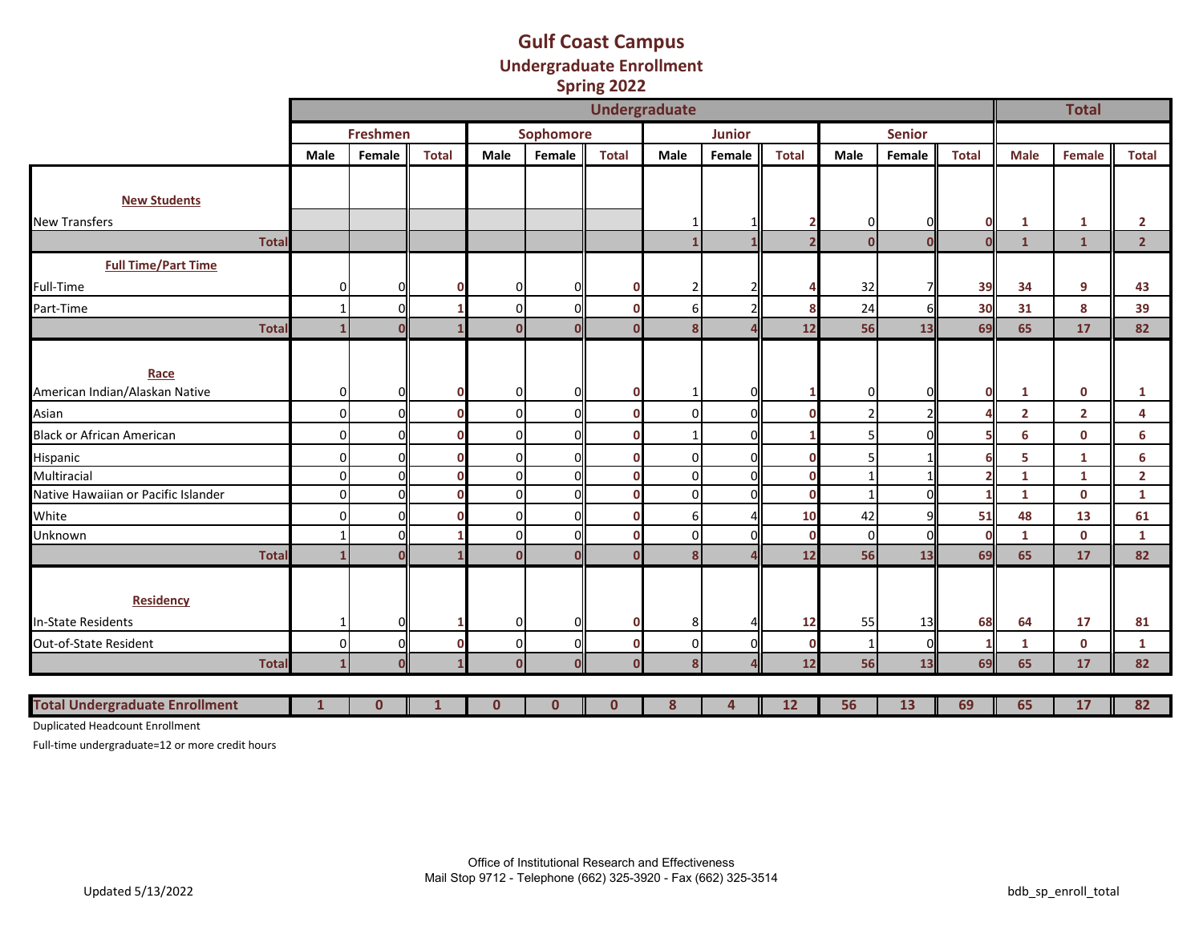# Gulf Coast Campus
## Undergraduate Enrollment
## Spring 2022

| | Undergraduate | | | | | | | | | | | | Total | | |
|---|---|---|---|---|---|---|---|---|---|---|---|---|---|---|---|
| | Freshmen | | | Sophomore | | | Junior | | | Senior | | | | | |
| | Male | Female | Total | Male | Female | Total | Male | Female | Total | Male | Female | Total | Male | Female | Total |
| **New Students** | | | | | | | | | | | | | | | |
| New Transfers | | | | | | | 1 | 1 | 2 | 0 | 0 | 0 | 1 | 1 | 2 |
| **Total** | | | | | | | 1 | 1 | 2 | 0 | 0 | 0 | 1 | 1 | 2 |
| **Full Time/Part Time** | | | | | | | | | | | | | | | |
| Full-Time | 0 | 0 | 0 | 0 | 0 | 0 | 2 | 2 | 4 | 32 | 7 | 39 | 34 | 9 | 43 |
| Part-Time | 1 | 0 | 1 | 0 | 0 | 0 | 6 | 2 | 8 | 24 | 6 | 30 | 31 | 8 | 39 |
| **Total** | 1 | 0 | 1 | 0 | 0 | 0 | 8 | 4 | 12 | 56 | 13 | 69 | 65 | 17 | 82 |
| **Race** | | | | | | | | | | | | | | | |
| American Indian/Alaskan Native | 0 | 0 | 0 | 0 | 0 | 0 | 1 | 0 | 1 | 0 | 0 | 0 | 1 | 0 | 1 |
| Asian | 0 | 0 | 0 | 0 | 0 | 0 | 0 | 0 | 0 | 2 | 2 | 4 | 2 | 2 | 4 |
| Black or African American | 0 | 0 | 0 | 0 | 0 | 0 | 1 | 0 | 1 | 5 | 0 | 5 | 6 | 0 | 6 |
| Hispanic | 0 | 0 | 0 | 0 | 0 | 0 | 0 | 0 | 0 | 5 | 1 | 6 | 5 | 1 | 6 |
| Multiracial | 0 | 0 | 0 | 0 | 0 | 0 | 0 | 0 | 0 | 1 | 1 | 2 | 1 | 1 | 2 |
| Native Hawaiian or Pacific Islander | 0 | 0 | 0 | 0 | 0 | 0 | 0 | 0 | 0 | 1 | 0 | 1 | 1 | 0 | 1 |
| White | 0 | 0 | 0 | 0 | 0 | 0 | 6 | 4 | 10 | 42 | 9 | 51 | 48 | 13 | 61 |
| Unknown | 1 | 0 | 1 | 0 | 0 | 0 | 0 | 0 | 0 | 0 | 0 | 0 | 1 | 0 | 1 |
| **Total** | 1 | 0 | 1 | 0 | 0 | 0 | 8 | 4 | 12 | 56 | 13 | 69 | 65 | 17 | 82 |
| **Residency** | | | | | | | | | | | | | | | |
| In-State Residents | 1 | 0 | 1 | 0 | 0 | 0 | 8 | 4 | 12 | 55 | 13 | 68 | 64 | 17 | 81 |
| Out-of-State Resident | 0 | 0 | 0 | 0 | 0 | 0 | 0 | 0 | 0 | 1 | 0 | 1 | 1 | 0 | 1 |
| **Total** | 1 | 0 | 1 | 0 | 0 | 0 | 8 | 4 | 12 | 56 | 13 | 69 | 65 | 17 | 82 |
| **Total Undergraduate Enrollment** | 1 | 0 | 1 | 0 | 0 | 0 | 8 | 4 | 12 | 56 | 13 | 69 | 65 | 17 | 82 |

Duplicated Headcount Enrollment

Full-time undergraduate=12 or more credit hours

Office of Institutional Research and Effectiveness
Mail Stop 9712 - Telephone (662) 325-3920 - Fax (662) 325-3514

Updated 5/13/2022

bdb_sp_enroll_total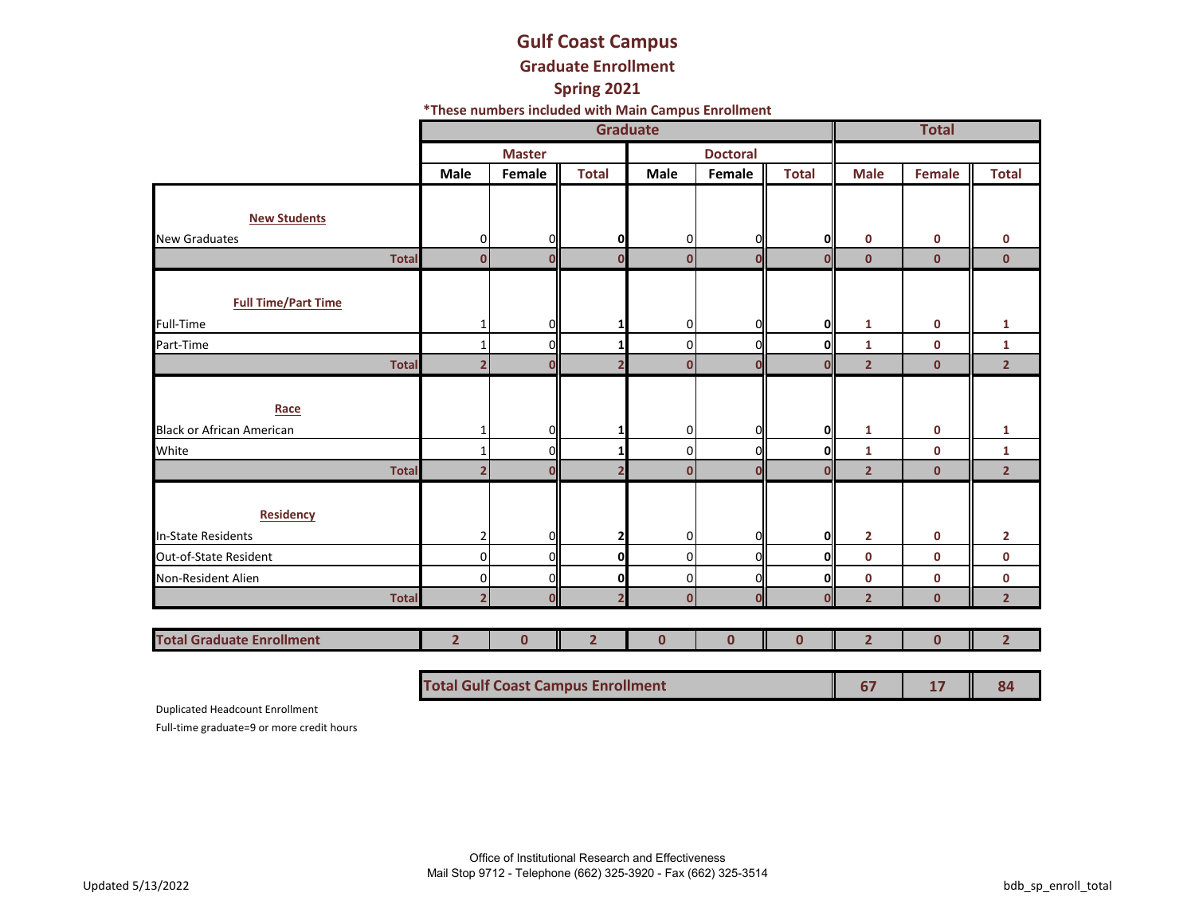# Gulf Coast Campus

## Graduate Enrollment

## Spring 2021

**\*These numbers included with Main Campus Enrollment**

| | Graduate | | | | | | Total | | |
|---|---|---|---|---|---|---|---|---|---|
| | Master | | | Doctoral | | | | | |
| | Male | Female | Total | Male | Female | Total | Male | Female | Total |
| **New Students** | | | | | | | | | |
| New Graduates | 0 | 0 | 0 | 0 | 0 | 0 | 0 | 0 | 0 |
| **Total** | 0 | 0 | 0 | 0 | 0 | 0 | 0 | 0 | 0 |
| **Full Time/Part Time** | | | | | | | | | |
| Full-Time | 1 | 0 | 1 | 0 | 0 | 0 | 1 | 0 | 1 |
| Part-Time | 1 | 0 | 1 | 0 | 0 | 0 | 1 | 0 | 1 |
| **Total** | 2 | 0 | 2 | 0 | 0 | 0 | 2 | 0 | 2 |
| **Race** | | | | | | | | | |
| Black or African American | 1 | 0 | 1 | 0 | 0 | 0 | 1 | 0 | 1 |
| White | 1 | 0 | 1 | 0 | 0 | 0 | 1 | 0 | 1 |
| **Total** | 2 | 0 | 2 | 0 | 0 | 0 | 2 | 0 | 2 |
| **Residency** | | | | | | | | | |
| In-State Residents | 2 | 0 | 2 | 0 | 0 | 0 | 2 | 0 | 2 |
| Out-of-State Resident | 0 | 0 | 0 | 0 | 0 | 0 | 0 | 0 | 0 |
| Non-Resident Alien | 0 | 0 | 0 | 0 | 0 | 0 | 0 | 0 | 0 |
| **Total** | 2 | 0 | 2 | 0 | 0 | 0 | 2 | 0 | 2 |
| **Total Graduate Enrollment** | 2 | 0 | 2 | 0 | 0 | 0 | 2 | 0 | 2 |

| Total Gulf Coast Campus Enrollment | Male | Female | Total |
|---|---|---|---|
| | 67 | 17 | 84 |

Duplicated Headcount Enrollment

Full-time graduate=9 or more credit hours

Office of Institutional Research and Effectiveness
Mail Stop 9712 - Telephone (662) 325-3920 - Fax (662) 325-3514

Updated 5/13/2022

bdb_sp_enroll_total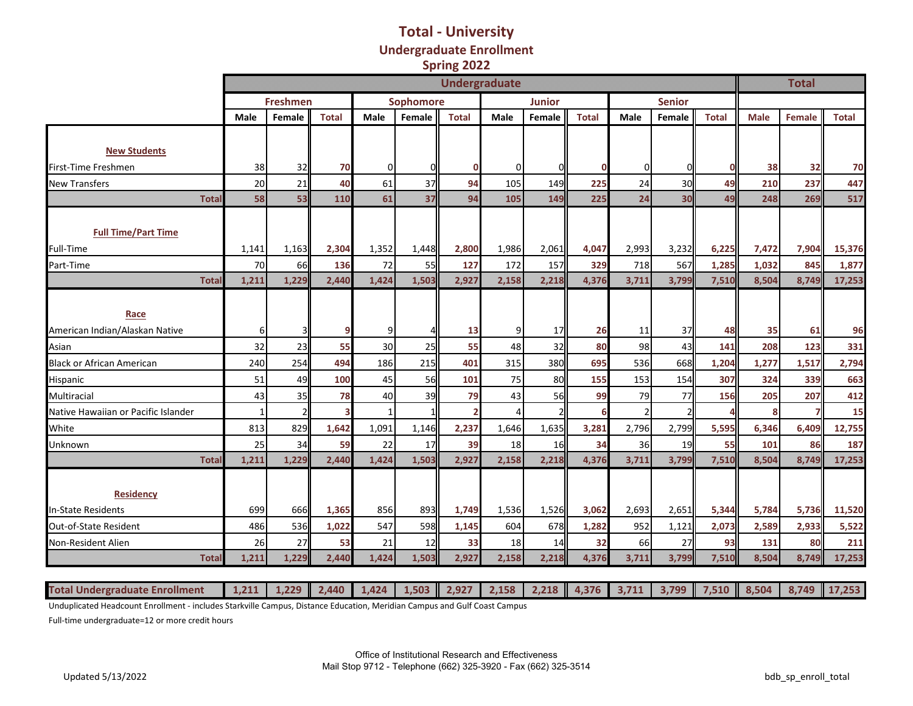# Total - University
## Undergraduate Enrollment
## Spring 2022

| | Undergraduate | | | | | | | | | | | | Total | | |
|---|---|---|---|---|---|---|---|---|---|---|---|---|---|---|---|
| | Freshmen | | | Sophomore | | | Junior | | | Senior | | | | | |
| | Male | Female | Total | Male | Female | Total | Male | Female | Total | Male | Female | Total | Male | Female | Total |
| **New Students** | | | | | | | | | | | | | | | |
| First-Time Freshmen | 38 | 32 | **70** | 0 | 0 | **0** | 0 | 0 | **0** | 0 | 0 | **0** | **38** | **32** | **70** |
| New Transfers | 20 | 21 | **40** | 61 | 37 | **94** | 105 | 149 | **225** | 24 | 30 | **49** | **210** | **237** | **447** |
| **Total** | **58** | **53** | **110** | **61** | **37** | **94** | **105** | **149** | **225** | **24** | **30** | **49** | **248** | **269** | **517** |
| **Full Time/Part Time** | | | | | | | | | | | | | | | |
| Full-Time | 1,141 | 1,163 | **2,304** | 1,352 | 1,448 | **2,800** | 1,986 | 2,061 | **4,047** | 2,993 | 3,232 | **6,225** | **7,472** | **7,904** | **15,376** |
| Part-Time | 70 | 66 | **136** | 72 | 55 | **127** | 172 | 157 | **329** | 718 | 567 | **1,285** | **1,032** | **845** | **1,877** |
| **Total** | **1,211** | **1,229** | **2,440** | **1,424** | **1,503** | **2,927** | **2,158** | **2,218** | **4,376** | **3,711** | **3,799** | **7,510** | **8,504** | **8,749** | **17,253** |
| **Race** | | | | | | | | | | | | | | | |
| American Indian/Alaskan Native | 6 | 3 | **9** | 9 | 4 | **13** | 9 | 17 | **26** | 11 | 37 | **48** | **35** | **61** | **96** |
| Asian | 32 | 23 | **55** | 30 | 25 | **55** | 48 | 32 | **80** | 98 | 43 | **141** | **208** | **123** | **331** |
| Black or African American | 240 | 254 | **494** | 186 | 215 | **401** | 315 | 380 | **695** | 536 | 668 | **1,204** | **1,277** | **1,517** | **2,794** |
| Hispanic | 51 | 49 | **100** | 45 | 56 | **101** | 75 | 80 | **155** | 153 | 154 | **307** | **324** | **339** | **663** |
| Multiracial | 43 | 35 | **78** | 40 | 39 | **79** | 43 | 56 | **99** | 79 | 77 | **156** | **205** | **207** | **412** |
| Native Hawaiian or Pacific Islander | 1 | 2 | **3** | 1 | 1 | **2** | 4 | 2 | **6** | 2 | 2 | **4** | **8** | **7** | **15** |
| White | 813 | 829 | **1,642** | 1,091 | 1,146 | **2,237** | 1,646 | 1,635 | **3,281** | 2,796 | 2,799 | **5,595** | **6,346** | **6,409** | **12,755** |
| Unknown | 25 | 34 | **59** | 22 | 17 | **39** | 18 | 16 | **34** | 36 | 19 | **55** | **101** | **86** | **187** |
| **Total** | **1,211** | **1,229** | **2,440** | **1,424** | **1,503** | **2,927** | **2,158** | **2,218** | **4,376** | **3,711** | **3,799** | **7,510** | **8,504** | **8,749** | **17,253** |
| **Residency** | | | | | | | | | | | | | | | |
| In-State Residents | 699 | 666 | **1,365** | 856 | 893 | **1,749** | 1,536 | 1,526 | **3,062** | 2,693 | 2,651 | **5,344** | **5,784** | **5,736** | **11,520** |
| Out-of-State Resident | 486 | 536 | **1,022** | 547 | 598 | **1,145** | 604 | 678 | **1,282** | 952 | 1,121 | **2,073** | **2,589** | **2,933** | **5,522** |
| Non-Resident Alien | 26 | 27 | **53** | 21 | 12 | **33** | 18 | 14 | **32** | 66 | 27 | **93** | **131** | **80** | **211** |
| **Total** | **1,211** | **1,229** | **2,440** | **1,424** | **1,503** | **2,927** | **2,158** | **2,218** | **4,376** | **3,711** | **3,799** | **7,510** | **8,504** | **8,749** | **17,253** |
| **Total Undergraduate Enrollment** | **1,211** | **1,229** | **2,440** | **1,424** | **1,503** | **2,927** | **2,158** | **2,218** | **4,376** | **3,711** | **3,799** | **7,510** | **8,504** | **8,749** | **17,253** |

Unduplicated Headcount Enrollment - includes Starkville Campus, Distance Education, Meridian Campus and Gulf Coast Campus

Full-time undergraduate=12 or more credit hours

Office of Institutional Research and Effectiveness
Mail Stop 9712 - Telephone (662) 325-3920 - Fax (662) 325-3514

Updated 5/13/2022

bdb_sp_enroll_total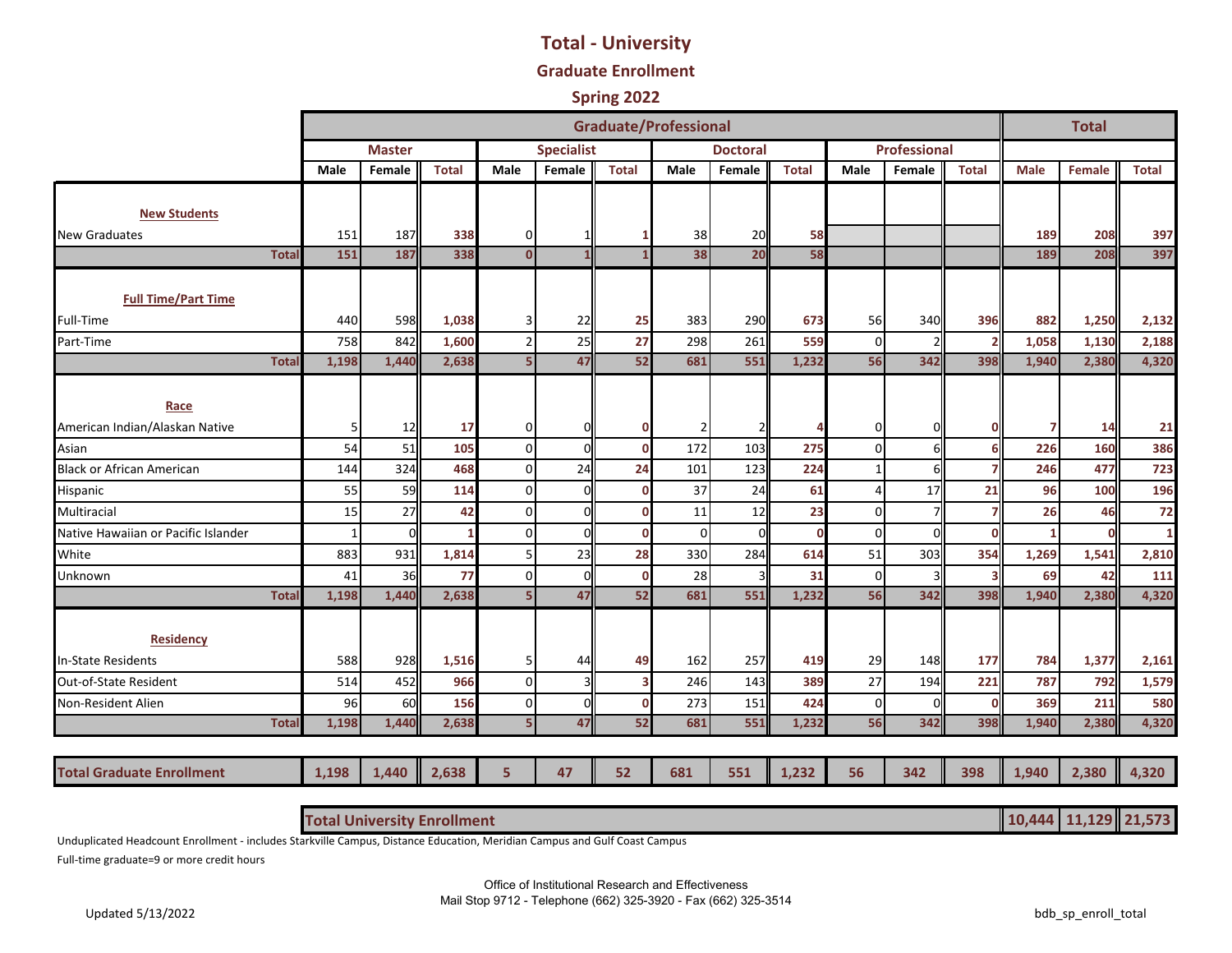# Total - University

## Graduate Enrollment

### Spring 2022

| | Graduate/Professional | | | | | | | | | | | | Total | | |
|---|---|---|---|---|---|---|---|---|---|---|---|---|---|---|---|
| | Master | | | Specialist | | | Doctoral | | | Professional | | | | | |
| | Male | Female | Total | Male | Female | Total | Male | Female | Total | Male | Female | Total | Male | Female | Total |
| **New Students** | | | | | | | | | | | | | | | |
| New Graduates | 151 | 187 | 338 | 0 | 1 | 1 | 38 | 20 | 58 | | | | 189 | 208 | 397 |
| **Total** | 151 | 187 | 338 | 0 | 1 | 1 | 38 | 20 | 58 | | | | 189 | 208 | 397 |
| **Full Time/Part Time** | | | | | | | | | | | | | | | |
| Full-Time | 440 | 598 | 1,038 | 3 | 22 | 25 | 383 | 290 | 673 | 56 | 340 | 396 | 882 | 1,250 | 2,132 |
| Part-Time | 758 | 842 | 1,600 | 2 | 25 | 27 | 298 | 261 | 559 | 0 | 2 | 2 | 1,058 | 1,130 | 2,188 |
| **Total** | 1,198 | 1,440 | 2,638 | 5 | 47 | 52 | 681 | 551 | 1,232 | 56 | 342 | 398 | 1,940 | 2,380 | 4,320 |
| **Race** | | | | | | | | | | | | | | | |
| American Indian/Alaskan Native | 5 | 12 | 17 | 0 | 0 | 0 | 2 | 2 | 4 | 0 | 0 | 0 | 7 | 14 | 21 |
| Asian | 54 | 51 | 105 | 0 | 0 | 0 | 172 | 103 | 275 | 0 | 6 | 6 | 226 | 160 | 386 |
| Black or African American | 144 | 324 | 468 | 0 | 24 | 24 | 101 | 123 | 224 | 1 | 6 | 7 | 246 | 477 | 723 |
| Hispanic | 55 | 59 | 114 | 0 | 0 | 0 | 37 | 24 | 61 | 4 | 17 | 21 | 96 | 100 | 196 |
| Multiracial | 15 | 27 | 42 | 0 | 0 | 0 | 11 | 12 | 23 | 0 | 7 | 7 | 26 | 46 | 72 |
| Native Hawaiian or Pacific Islander | 1 | 0 | 1 | 0 | 0 | 0 | 0 | 0 | 0 | 0 | 0 | 0 | 1 | 0 | 1 |
| White | 883 | 931 | 1,814 | 5 | 23 | 28 | 330 | 284 | 614 | 51 | 303 | 354 | 1,269 | 1,541 | 2,810 |
| Unknown | 41 | 36 | 77 | 0 | 0 | 0 | 28 | 3 | 31 | 0 | 3 | 3 | 69 | 42 | 111 |
| **Total** | 1,198 | 1,440 | 2,638 | 5 | 47 | 52 | 681 | 551 | 1,232 | 56 | 342 | 398 | 1,940 | 2,380 | 4,320 |
| **Residency** | | | | | | | | | | | | | | | |
| In-State Residents | 588 | 928 | 1,516 | 5 | 44 | 49 | 162 | 257 | 419 | 29 | 148 | 177 | 784 | 1,377 | 2,161 |
| Out-of-State Resident | 514 | 452 | 966 | 0 | 3 | 3 | 246 | 143 | 389 | 27 | 194 | 221 | 787 | 792 | 1,579 |
| Non-Resident Alien | 96 | 60 | 156 | 0 | 0 | 0 | 273 | 151 | 424 | 0 | 0 | 0 | 369 | 211 | 580 |
| **Total** | 1,198 | 1,440 | 2,638 | 5 | 47 | 52 | 681 | 551 | 1,232 | 56 | 342 | 398 | 1,940 | 2,380 | 4,320 |
| **Total Graduate Enrollment** | 1,198 | 1,440 | 2,638 | 5 | 47 | 52 | 681 | 551 | 1,232 | 56 | 342 | 398 | 1,940 | 2,380 | 4,320 |
| **Total University Enrollment** | | | | | | | | | | | | | 10,444 | 11,129 | 21,573 |

Unduplicated Headcount Enrollment - includes Starkville Campus, Distance Education, Meridian Campus and Gulf Coast Campus

Full-time graduate=9 or more credit hours

Office of Institutional Research and Effectiveness
Mail Stop 9712 - Telephone (662) 325-3920 - Fax (662) 325-3514

Updated 5/13/2022

bdb_sp_enroll_total